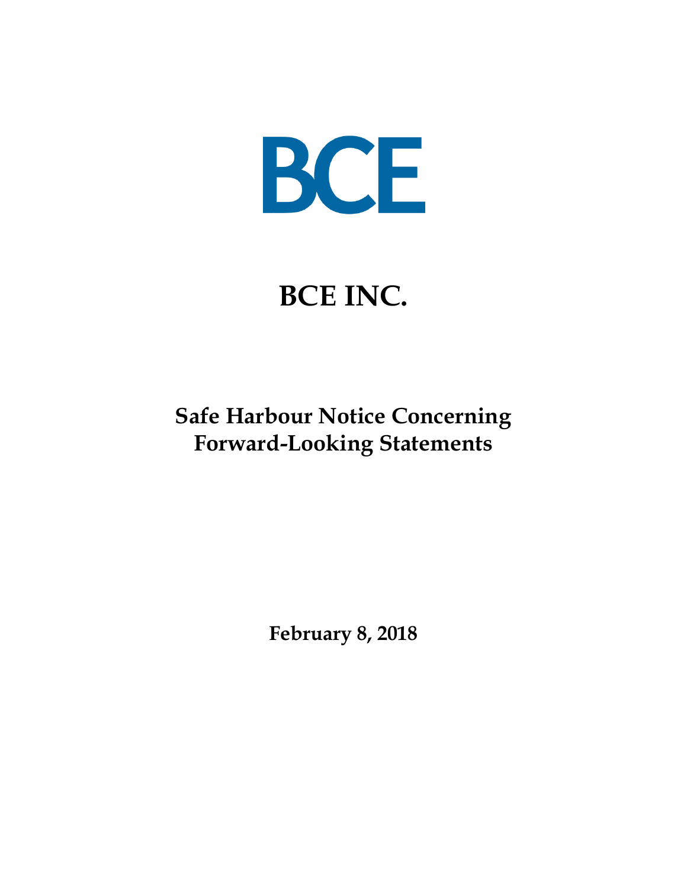BCE

# BCE INC.

## Safe Harbour Notice Concerning Forward-Looking Statements

**February 8, 2018**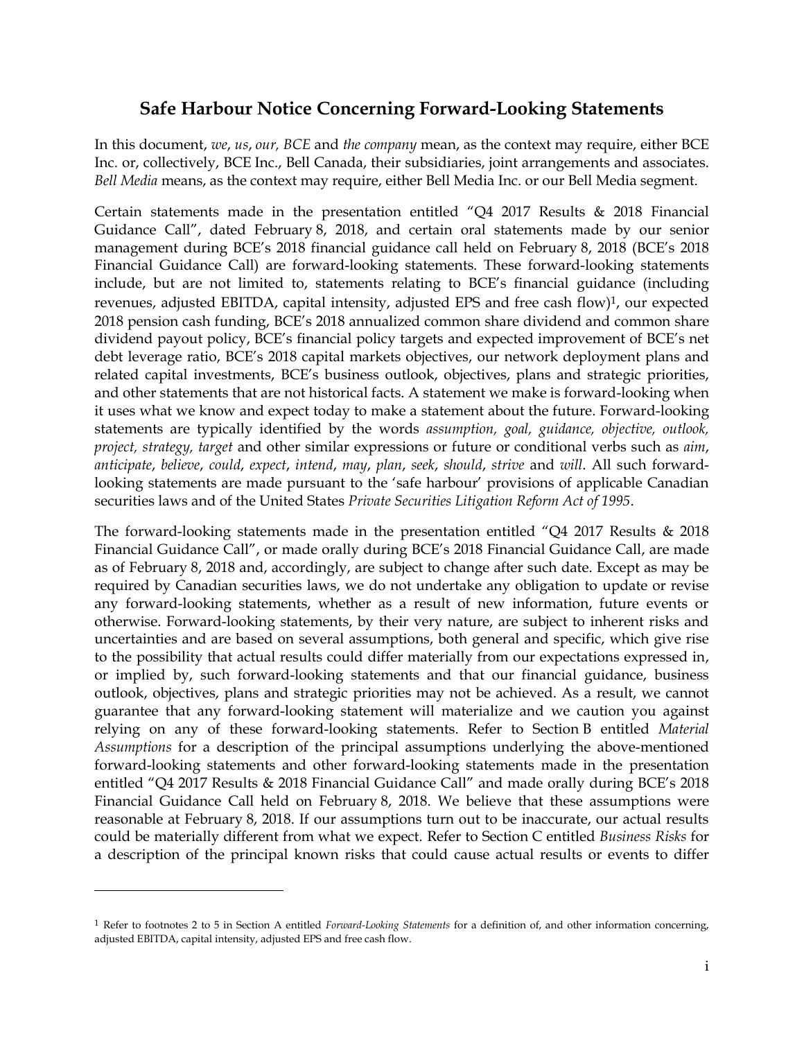## Safe Harbour Notice Concerning Forward-Looking Statements

In this document, *we*, *us*, *our, BCE* and *the company* mean, as the context may require, either BCE Inc. or, collectively, BCE Inc., Bell Canada, their subsidiaries, joint arrangements and associates. *Bell Media* means, as the context may require, either Bell Media Inc. or our Bell Media segment.

Certain statements made in the presentation entitled "Q4 2017 Results & 2018 Financial Guidance Call", dated February 8, 2018, and certain oral statements made by our senior management during BCE's 2018 financial guidance call held on February 8, 2018 (BCE's 2018 Financial Guidance Call) are forward-looking statements. These forward-looking statements include, but are not limited to, statements relating to BCE's financial guidance (including revenues, adjusted EBITDA, capital intensity, adjusted EPS and free cash flow)[1], our expected 2018 pension cash funding, BCE's 2018 annualized common share dividend and common share dividend payout policy, BCE's financial policy targets and expected improvement of BCE's net debt leverage ratio, BCE's 2018 capital markets objectives, our network deployment plans and related capital investments, BCE's business outlook, objectives, plans and strategic priorities, and other statements that are not historical facts. A statement we make is forward-looking when it uses what we know and expect today to make a statement about the future. Forward-looking statements are typically identified by the words *assumption, goal, guidance, objective, outlook, project, strategy, target* and other similar expressions or future or conditional verbs such as *aim*, *anticipate*, *believe*, *could*, *expect*, *intend*, *may*, *plan*, *seek*, *should*, *strive* and *will*. All such forward-looking statements are made pursuant to the 'safe harbour' provisions of applicable Canadian securities laws and of the United States *Private Securities Litigation Reform Act of 1995*.

The forward-looking statements made in the presentation entitled "Q4 2017 Results & 2018 Financial Guidance Call", or made orally during BCE's 2018 Financial Guidance Call, are made as of February 8, 2018 and, accordingly, are subject to change after such date. Except as may be required by Canadian securities laws, we do not undertake any obligation to update or revise any forward-looking statements, whether as a result of new information, future events or otherwise. Forward-looking statements, by their very nature, are subject to inherent risks and uncertainties and are based on several assumptions, both general and specific, which give rise to the possibility that actual results could differ materially from our expectations expressed in, or implied by, such forward-looking statements and that our financial guidance, business outlook, objectives, plans and strategic priorities may not be achieved. As a result, we cannot guarantee that any forward-looking statement will materialize and we caution you against relying on any of these forward-looking statements. Refer to Section B entitled *Material Assumptions* for a description of the principal assumptions underlying the above-mentioned forward-looking statements and other forward-looking statements made in the presentation entitled "Q4 2017 Results & 2018 Financial Guidance Call" and made orally during BCE's 2018 Financial Guidance Call held on February 8, 2018. We believe that these assumptions were reasonable at February 8, 2018. If our assumptions turn out to be inaccurate, our actual results could be materially different from what we expect. Refer to Section C entitled *Business Risks* for a description of the principal known risks that could cause actual results or events to differ

[1] Refer to footnotes 2 to 5 in Section A entitled *Forward-Looking Statements* for a definition of, and other information concerning, adjusted EBITDA, capital intensity, adjusted EPS and free cash flow.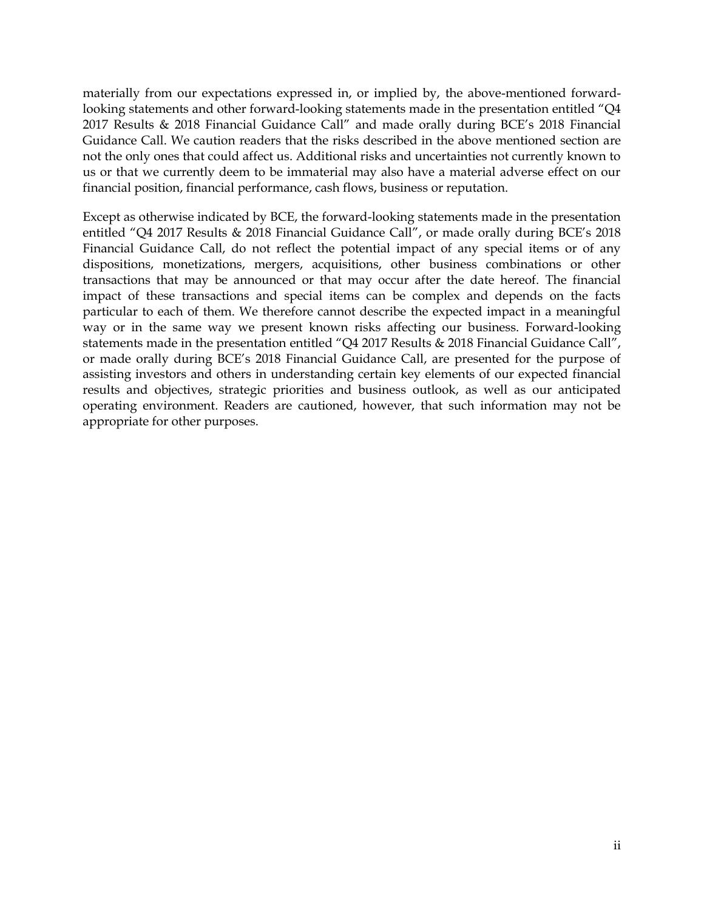materially from our expectations expressed in, or implied by, the above-mentioned forward-looking statements and other forward-looking statements made in the presentation entitled "Q4 2017 Results & 2018 Financial Guidance Call" and made orally during BCE's 2018 Financial Guidance Call. We caution readers that the risks described in the above mentioned section are not the only ones that could affect us. Additional risks and uncertainties not currently known to us or that we currently deem to be immaterial may also have a material adverse effect on our financial position, financial performance, cash flows, business or reputation.

Except as otherwise indicated by BCE, the forward-looking statements made in the presentation entitled "Q4 2017 Results & 2018 Financial Guidance Call", or made orally during BCE's 2018 Financial Guidance Call, do not reflect the potential impact of any special items or of any dispositions, monetizations, mergers, acquisitions, other business combinations or other transactions that may be announced or that may occur after the date hereof. The financial impact of these transactions and special items can be complex and depends on the facts particular to each of them. We therefore cannot describe the expected impact in a meaningful way or in the same way we present known risks affecting our business. Forward-looking statements made in the presentation entitled "Q4 2017 Results & 2018 Financial Guidance Call", or made orally during BCE's 2018 Financial Guidance Call, are presented for the purpose of assisting investors and others in understanding certain key elements of our expected financial results and objectives, strategic priorities and business outlook, as well as our anticipated operating environment. Readers are cautioned, however, that such information may not be appropriate for other purposes.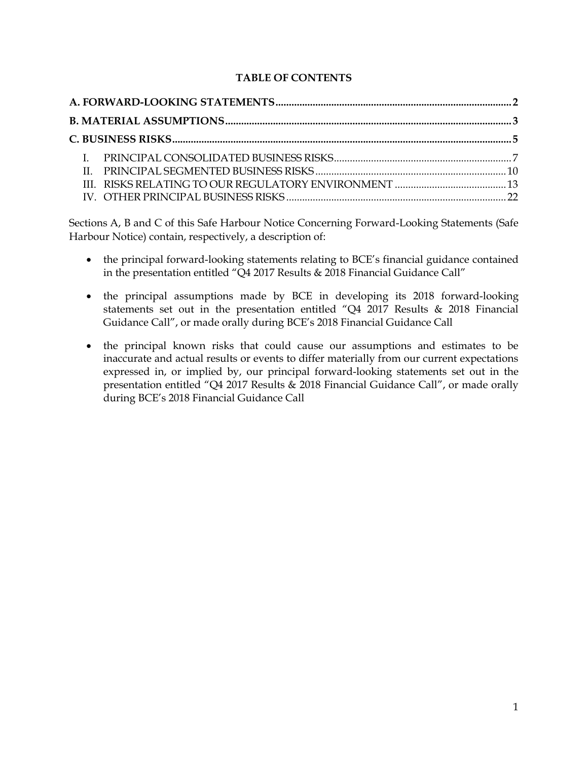**TABLE OF CONTENTS**

**A. FORWARD-LOOKING STATEMENTS** .......... **2**

**B. MATERIAL ASSUMPTIONS** .......... **3**

**C. BUSINESS RISKS** .......... **5**

- I. PRINCIPAL CONSOLIDATED BUSINESS RISKS .......... 7
- II. PRINCIPAL SEGMENTED BUSINESS RISKS .......... 10
- III. RISKS RELATING TO OUR REGULATORY ENVIRONMENT .......... 13
- IV. OTHER PRINCIPAL BUSINESS RISKS .......... 22

Sections A, B and C of this Safe Harbour Notice Concerning Forward-Looking Statements (Safe Harbour Notice) contain, respectively, a description of:

- the principal forward-looking statements relating to BCE's financial guidance contained in the presentation entitled "Q4 2017 Results & 2018 Financial Guidance Call"
- the principal assumptions made by BCE in developing its 2018 forward-looking statements set out in the presentation entitled "Q4 2017 Results & 2018 Financial Guidance Call", or made orally during BCE's 2018 Financial Guidance Call
- the principal known risks that could cause our assumptions and estimates to be inaccurate and actual results or events to differ materially from our current expectations expressed in, or implied by, our principal forward-looking statements set out in the presentation entitled "Q4 2017 Results & 2018 Financial Guidance Call", or made orally during BCE's 2018 Financial Guidance Call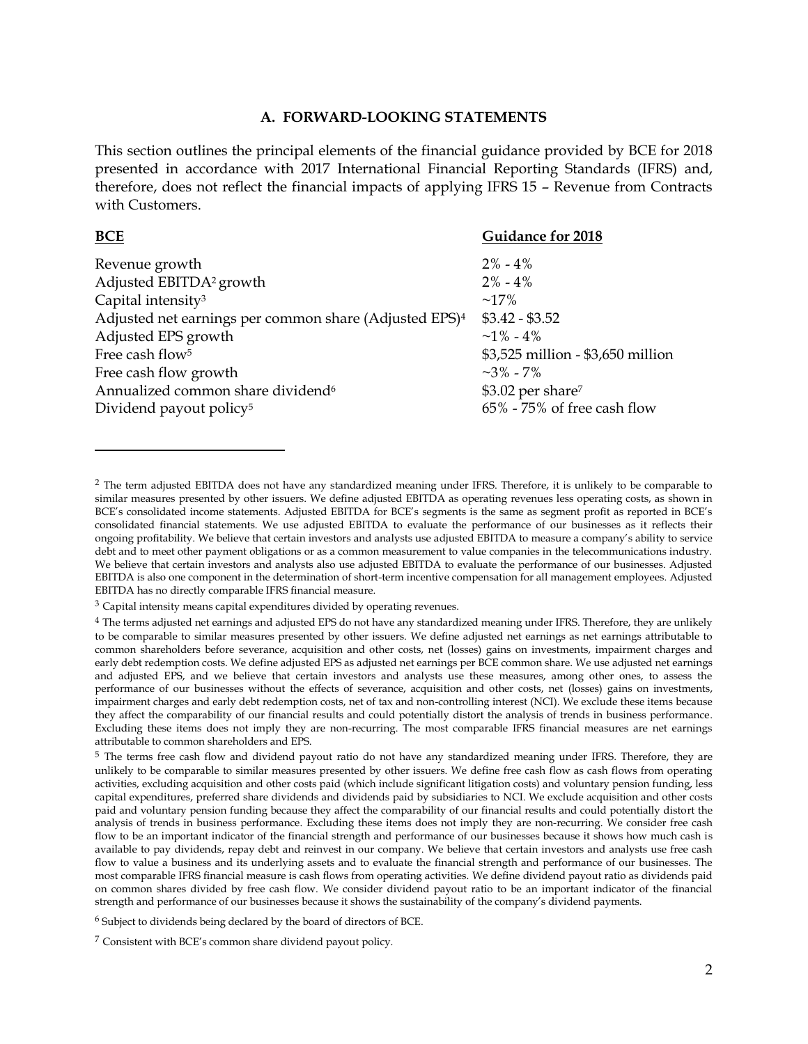## A. FORWARD-LOOKING STATEMENTS

This section outlines the principal elements of the financial guidance provided by BCE for 2018 presented in accordance with 2017 International Financial Reporting Standards (IFRS) and, therefore, does not reflect the financial impacts of applying IFRS 15 – Revenue from Contracts with Customers.

| **BCE** | **Guidance for 2018** |
| --- | --- |
| Revenue growth | 2% - 4% |
| Adjusted EBITDA[2] growth | 2% - 4% |
| Capital intensity[3] | ~17% |
| Adjusted net earnings per common share (Adjusted EPS)[4] | $3.42 - $3.52 |
| Adjusted EPS growth | ~1% - 4% |
| Free cash flow[5] | $3,525 million - $3,650 million |
| Free cash flow growth | ~3% - 7% |
| Annualized common share dividend[6] | $3.02 per share[7] |
| Dividend payout policy[5] | 65% - 75% of free cash flow |

---

[2] The term adjusted EBITDA does not have any standardized meaning under IFRS. Therefore, it is unlikely to be comparable to similar measures presented by other issuers. We define adjusted EBITDA as operating revenues less operating costs, as shown in BCE's consolidated income statements. Adjusted EBITDA for BCE's segments is the same as segment profit as reported in BCE's consolidated financial statements. We use adjusted EBITDA to evaluate the performance of our businesses as it reflects their ongoing profitability. We believe that certain investors and analysts use adjusted EBITDA to measure a company's ability to service debt and to meet other payment obligations or as a common measurement to value companies in the telecommunications industry. We believe that certain investors and analysts also use adjusted EBITDA to evaluate the performance of our businesses. Adjusted EBITDA is also one component in the determination of short-term incentive compensation for all management employees. Adjusted EBITDA has no directly comparable IFRS financial measure.

[3] Capital intensity means capital expenditures divided by operating revenues.

[4] The terms adjusted net earnings and adjusted EPS do not have any standardized meaning under IFRS. Therefore, they are unlikely to be comparable to similar measures presented by other issuers. We define adjusted net earnings as net earnings attributable to common shareholders before severance, acquisition and other costs, net (losses) gains on investments, impairment charges and early debt redemption costs. We define adjusted EPS as adjusted net earnings per BCE common share. We use adjusted net earnings and adjusted EPS, and we believe that certain investors and analysts use these measures, among other ones, to assess the performance of our businesses without the effects of severance, acquisition and other costs, net (losses) gains on investments, impairment charges and early debt redemption costs, net of tax and non-controlling interest (NCI). We exclude these items because they affect the comparability of our financial results and could potentially distort the analysis of trends in business performance. Excluding these items does not imply they are non-recurring. The most comparable IFRS financial measures are net earnings attributable to common shareholders and EPS.

[5] The terms free cash flow and dividend payout ratio do not have any standardized meaning under IFRS. Therefore, they are unlikely to be comparable to similar measures presented by other issuers. We define free cash flow as cash flows from operating activities, excluding acquisition and other costs paid (which include significant litigation costs) and voluntary pension funding, less capital expenditures, preferred share dividends and dividends paid by subsidiaries to NCI. We exclude acquisition and other costs paid and voluntary pension funding because they affect the comparability of our financial results and could potentially distort the analysis of trends in business performance. Excluding these items does not imply they are non-recurring. We consider free cash flow to be an important indicator of the financial strength and performance of our businesses because it shows how much cash is available to pay dividends, repay debt and reinvest in our company. We believe that certain investors and analysts use free cash flow to value a business and its underlying assets and to evaluate the financial strength and performance of our businesses. The most comparable IFRS financial measure is cash flows from operating activities. We define dividend payout ratio as dividends paid on common shares divided by free cash flow. We consider dividend payout ratio to be an important indicator of the financial strength and performance of our businesses because it shows the sustainability of the company's dividend payments.

[6] Subject to dividends being declared by the board of directors of BCE.

[7] Consistent with BCE's common share dividend payout policy.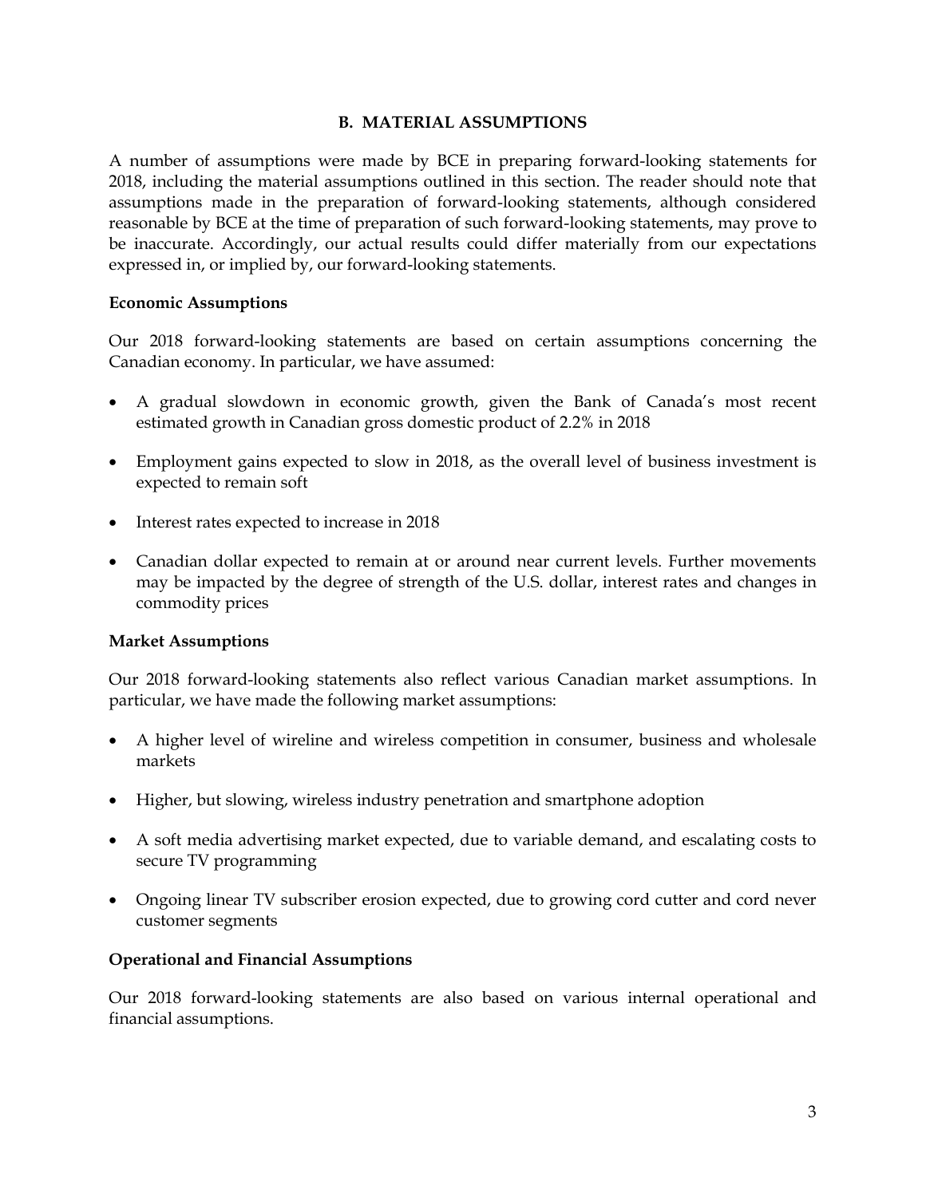## B. MATERIAL ASSUMPTIONS

A number of assumptions were made by BCE in preparing forward-looking statements for 2018, including the material assumptions outlined in this section. The reader should note that assumptions made in the preparation of forward-looking statements, although considered reasonable by BCE at the time of preparation of such forward-looking statements, may prove to be inaccurate. Accordingly, our actual results could differ materially from our expectations expressed in, or implied by, our forward-looking statements.

### Economic Assumptions

Our 2018 forward-looking statements are based on certain assumptions concerning the Canadian economy. In particular, we have assumed:

- A gradual slowdown in economic growth, given the Bank of Canada's most recent estimated growth in Canadian gross domestic product of 2.2% in 2018
- Employment gains expected to slow in 2018, as the overall level of business investment is expected to remain soft
- Interest rates expected to increase in 2018
- Canadian dollar expected to remain at or around near current levels. Further movements may be impacted by the degree of strength of the U.S. dollar, interest rates and changes in commodity prices

### Market Assumptions

Our 2018 forward-looking statements also reflect various Canadian market assumptions. In particular, we have made the following market assumptions:

- A higher level of wireline and wireless competition in consumer, business and wholesale markets
- Higher, but slowing, wireless industry penetration and smartphone adoption
- A soft media advertising market expected, due to variable demand, and escalating costs to secure TV programming
- Ongoing linear TV subscriber erosion expected, due to growing cord cutter and cord never customer segments

### Operational and Financial Assumptions

Our 2018 forward-looking statements are also based on various internal operational and financial assumptions.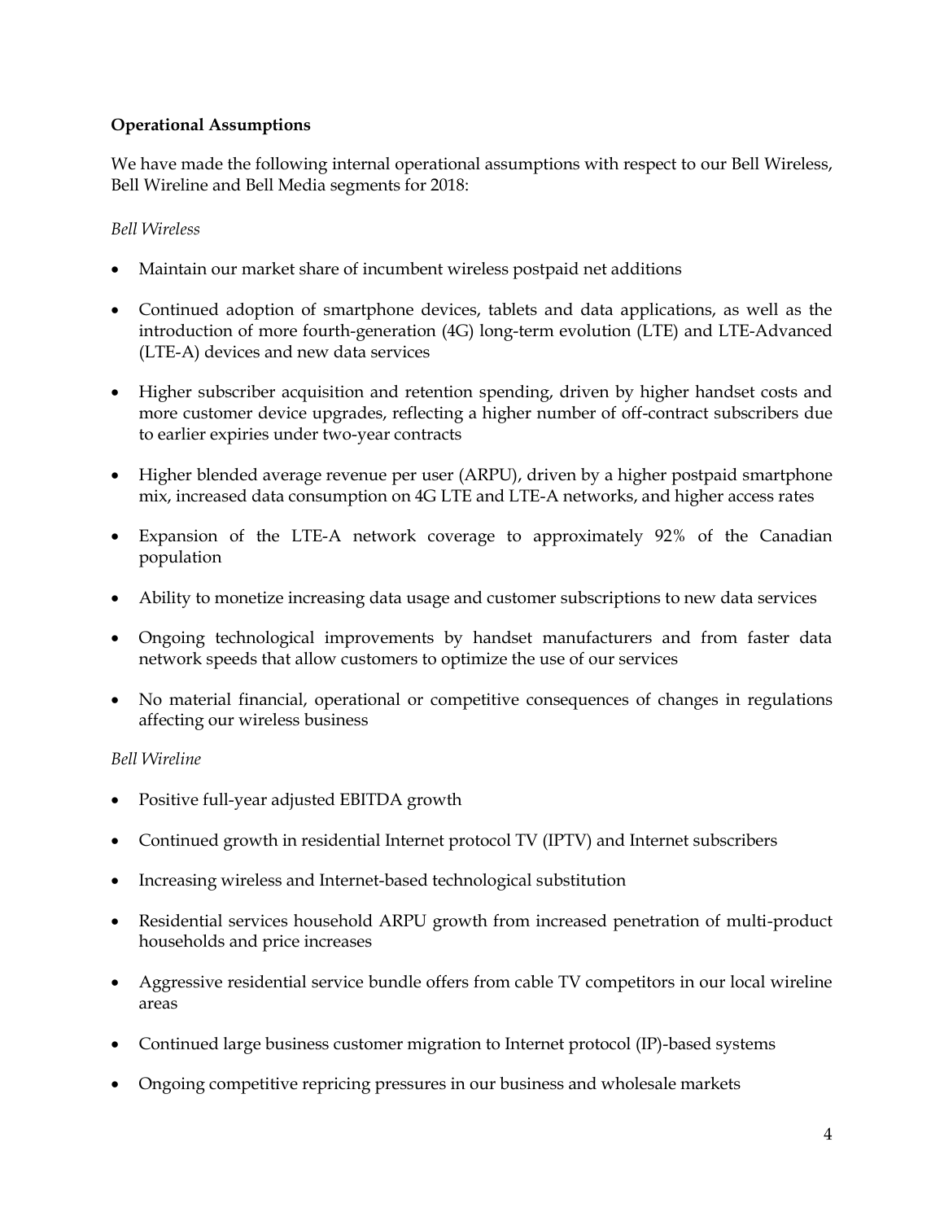**Operational Assumptions**

We have made the following internal operational assumptions with respect to our Bell Wireless, Bell Wireline and Bell Media segments for 2018:

*Bell Wireless*

- Maintain our market share of incumbent wireless postpaid net additions
- Continued adoption of smartphone devices, tablets and data applications, as well as the introduction of more fourth-generation (4G) long-term evolution (LTE) and LTE-Advanced (LTE-A) devices and new data services
- Higher subscriber acquisition and retention spending, driven by higher handset costs and more customer device upgrades, reflecting a higher number of off-contract subscribers due to earlier expiries under two-year contracts
- Higher blended average revenue per user (ARPU), driven by a higher postpaid smartphone mix, increased data consumption on 4G LTE and LTE-A networks, and higher access rates
- Expansion of the LTE-A network coverage to approximately 92% of the Canadian population
- Ability to monetize increasing data usage and customer subscriptions to new data services
- Ongoing technological improvements by handset manufacturers and from faster data network speeds that allow customers to optimize the use of our services
- No material financial, operational or competitive consequences of changes in regulations affecting our wireless business

*Bell Wireline*

- Positive full-year adjusted EBITDA growth
- Continued growth in residential Internet protocol TV (IPTV) and Internet subscribers
- Increasing wireless and Internet-based technological substitution
- Residential services household ARPU growth from increased penetration of multi-product households and price increases
- Aggressive residential service bundle offers from cable TV competitors in our local wireline areas
- Continued large business customer migration to Internet protocol (IP)-based systems
- Ongoing competitive repricing pressures in our business and wholesale markets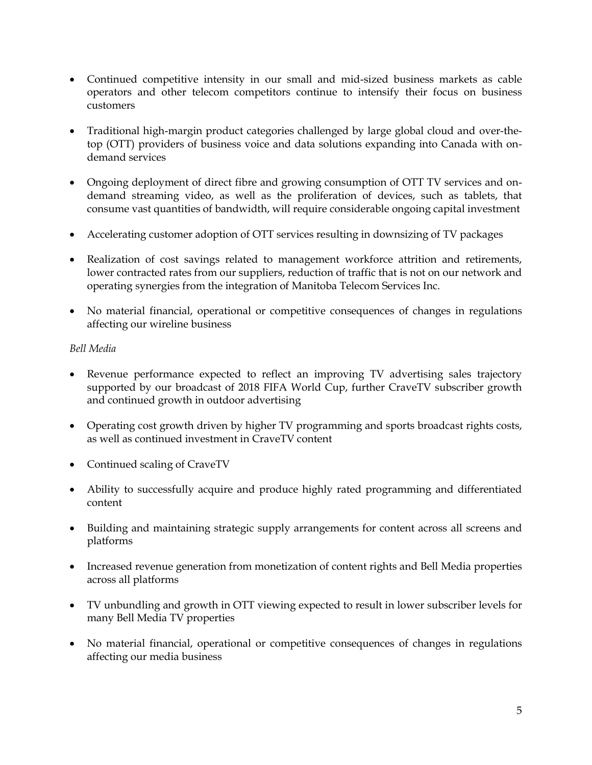- Continued competitive intensity in our small and mid-sized business markets as cable operators and other telecom competitors continue to intensify their focus on business customers
- Traditional high-margin product categories challenged by large global cloud and over-the-top (OTT) providers of business voice and data solutions expanding into Canada with on-demand services
- Ongoing deployment of direct fibre and growing consumption of OTT TV services and on-demand streaming video, as well as the proliferation of devices, such as tablets, that consume vast quantities of bandwidth, will require considerable ongoing capital investment
- Accelerating customer adoption of OTT services resulting in downsizing of TV packages
- Realization of cost savings related to management workforce attrition and retirements, lower contracted rates from our suppliers, reduction of traffic that is not on our network and operating synergies from the integration of Manitoba Telecom Services Inc.
- No material financial, operational or competitive consequences of changes in regulations affecting our wireline business

*Bell Media*

- Revenue performance expected to reflect an improving TV advertising sales trajectory supported by our broadcast of 2018 FIFA World Cup, further CraveTV subscriber growth and continued growth in outdoor advertising
- Operating cost growth driven by higher TV programming and sports broadcast rights costs, as well as continued investment in CraveTV content
- Continued scaling of CraveTV
- Ability to successfully acquire and produce highly rated programming and differentiated content
- Building and maintaining strategic supply arrangements for content across all screens and platforms
- Increased revenue generation from monetization of content rights and Bell Media properties across all platforms
- TV unbundling and growth in OTT viewing expected to result in lower subscriber levels for many Bell Media TV properties
- No material financial, operational or competitive consequences of changes in regulations affecting our media business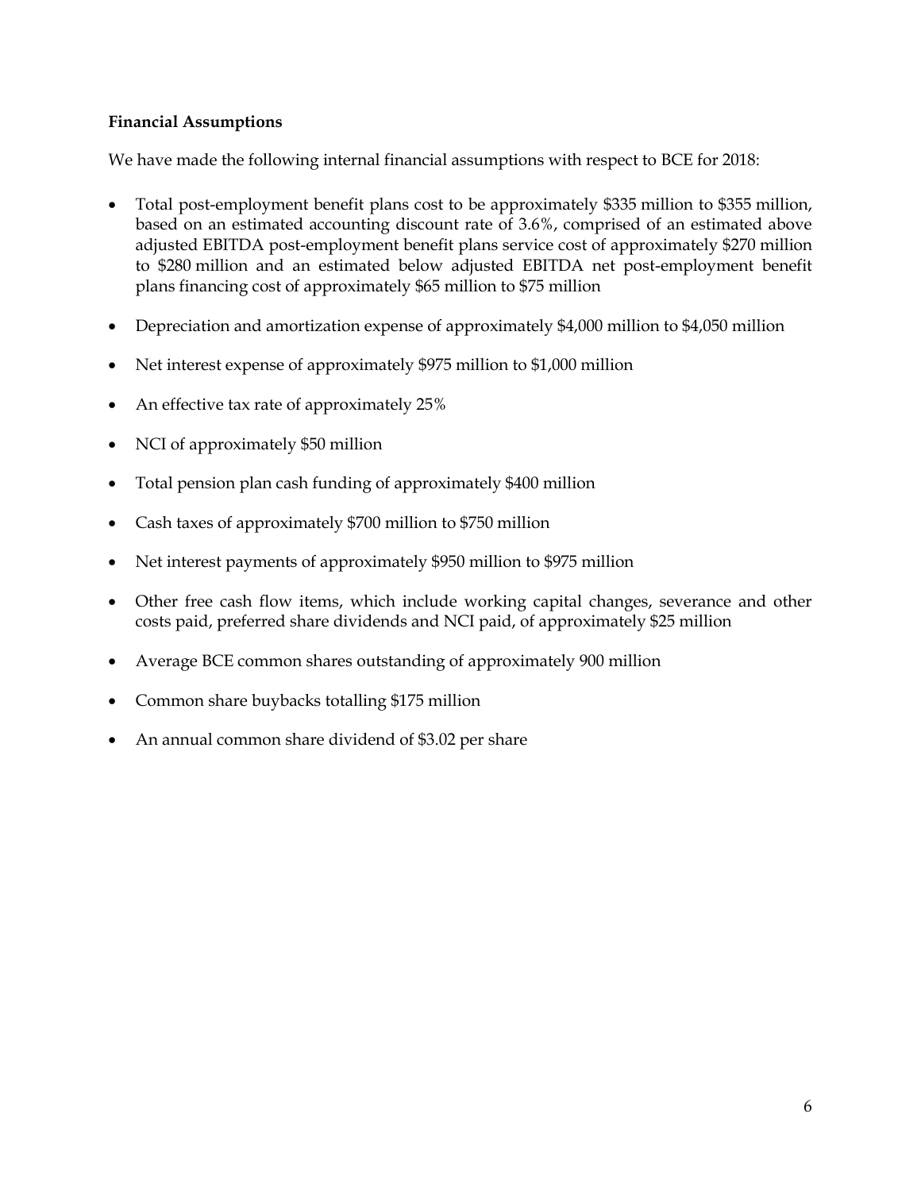**Financial Assumptions**

We have made the following internal financial assumptions with respect to BCE for 2018:

- Total post-employment benefit plans cost to be approximately \$335 million to \$355 million, based on an estimated accounting discount rate of 3.6%, comprised of an estimated above adjusted EBITDA post-employment benefit plans service cost of approximately \$270 million to \$280 million and an estimated below adjusted EBITDA net post-employment benefit plans financing cost of approximately \$65 million to \$75 million
- Depreciation and amortization expense of approximately \$4,000 million to \$4,050 million
- Net interest expense of approximately \$975 million to \$1,000 million
- An effective tax rate of approximately 25%
- NCI of approximately \$50 million
- Total pension plan cash funding of approximately \$400 million
- Cash taxes of approximately \$700 million to \$750 million
- Net interest payments of approximately \$950 million to \$975 million
- Other free cash flow items, which include working capital changes, severance and other costs paid, preferred share dividends and NCI paid, of approximately \$25 million
- Average BCE common shares outstanding of approximately 900 million
- Common share buybacks totalling \$175 million
- An annual common share dividend of \$3.02 per share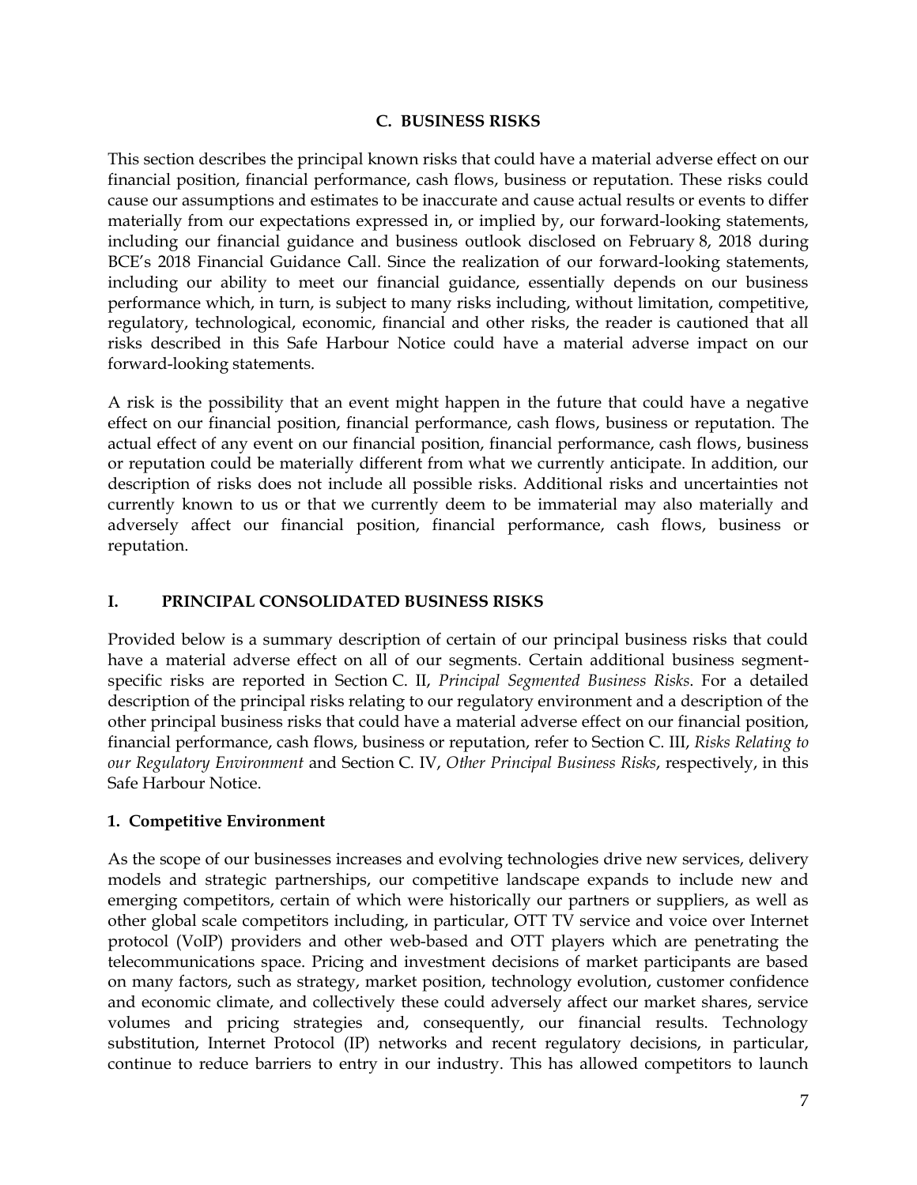## C. BUSINESS RISKS

This section describes the principal known risks that could have a material adverse effect on our financial position, financial performance, cash flows, business or reputation. These risks could cause our assumptions and estimates to be inaccurate and cause actual results or events to differ materially from our expectations expressed in, or implied by, our forward-looking statements, including our financial guidance and business outlook disclosed on February 8, 2018 during BCE's 2018 Financial Guidance Call. Since the realization of our forward-looking statements, including our ability to meet our financial guidance, essentially depends on our business performance which, in turn, is subject to many risks including, without limitation, competitive, regulatory, technological, economic, financial and other risks, the reader is cautioned that all risks described in this Safe Harbour Notice could have a material adverse impact on our forward-looking statements.

A risk is the possibility that an event might happen in the future that could have a negative effect on our financial position, financial performance, cash flows, business or reputation. The actual effect of any event on our financial position, financial performance, cash flows, business or reputation could be materially different from what we currently anticipate. In addition, our description of risks does not include all possible risks. Additional risks and uncertainties not currently known to us or that we currently deem to be immaterial may also materially and adversely affect our financial position, financial performance, cash flows, business or reputation.

### I. PRINCIPAL CONSOLIDATED BUSINESS RISKS

Provided below is a summary description of certain of our principal business risks that could have a material adverse effect on all of our segments. Certain additional business segment-specific risks are reported in Section C. II, *Principal Segmented Business Risks*. For a detailed description of the principal risks relating to our regulatory environment and a description of the other principal business risks that could have a material adverse effect on our financial position, financial performance, cash flows, business or reputation, refer to Section C. III, *Risks Relating to our Regulatory Environment* and Section C. IV, *Other Principal Business Risks*, respectively, in this Safe Harbour Notice.

#### 1. Competitive Environment

As the scope of our businesses increases and evolving technologies drive new services, delivery models and strategic partnerships, our competitive landscape expands to include new and emerging competitors, certain of which were historically our partners or suppliers, as well as other global scale competitors including, in particular, OTT TV service and voice over Internet protocol (VoIP) providers and other web-based and OTT players which are penetrating the telecommunications space. Pricing and investment decisions of market participants are based on many factors, such as strategy, market position, technology evolution, customer confidence and economic climate, and collectively these could adversely affect our market shares, service volumes and pricing strategies and, consequently, our financial results. Technology substitution, Internet Protocol (IP) networks and recent regulatory decisions, in particular, continue to reduce barriers to entry in our industry. This has allowed competitors to launch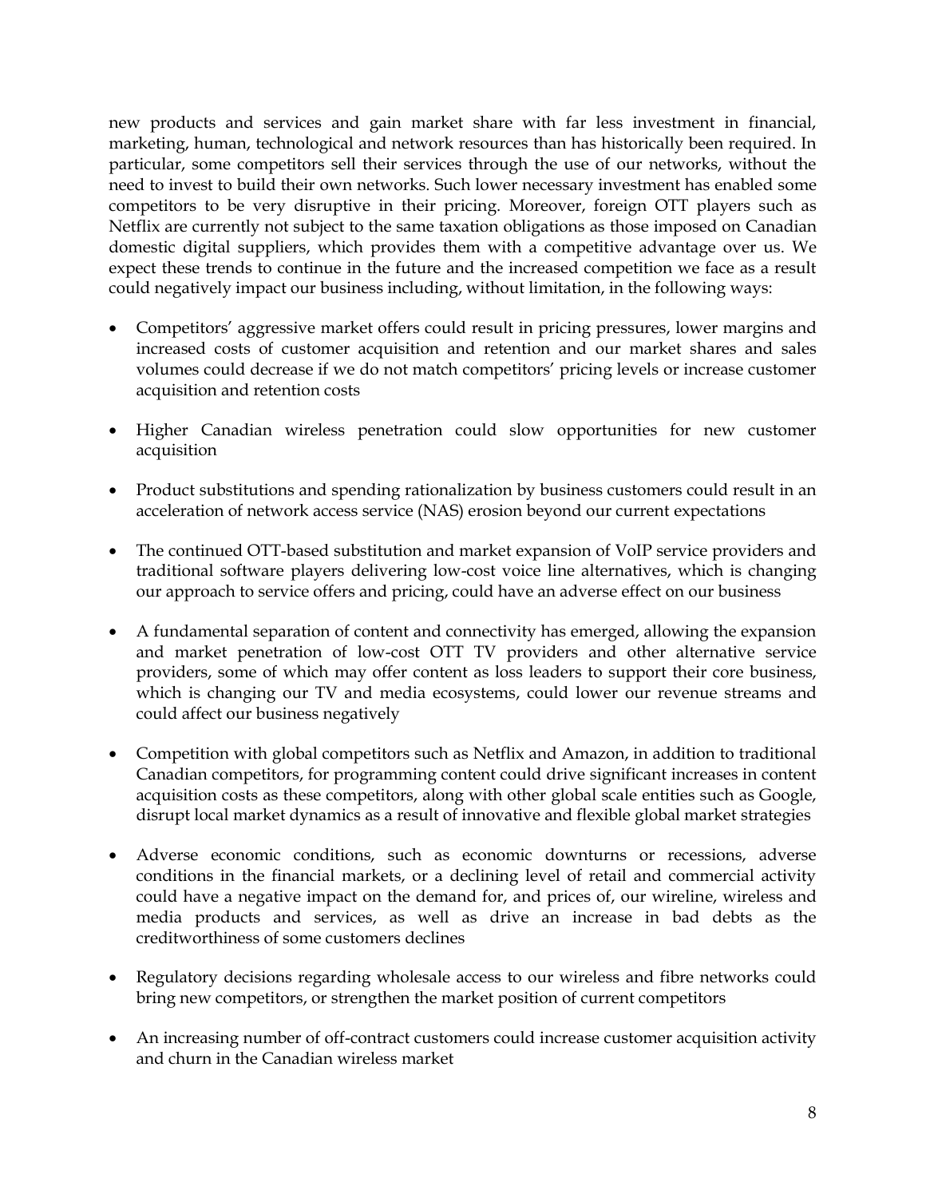new products and services and gain market share with far less investment in financial, marketing, human, technological and network resources than has historically been required. In particular, some competitors sell their services through the use of our networks, without the need to invest to build their own networks. Such lower necessary investment has enabled some competitors to be very disruptive in their pricing. Moreover, foreign OTT players such as Netflix are currently not subject to the same taxation obligations as those imposed on Canadian domestic digital suppliers, which provides them with a competitive advantage over us. We expect these trends to continue in the future and the increased competition we face as a result could negatively impact our business including, without limitation, in the following ways:

- Competitors' aggressive market offers could result in pricing pressures, lower margins and increased costs of customer acquisition and retention and our market shares and sales volumes could decrease if we do not match competitors' pricing levels or increase customer acquisition and retention costs

- Higher Canadian wireless penetration could slow opportunities for new customer acquisition

- Product substitutions and spending rationalization by business customers could result in an acceleration of network access service (NAS) erosion beyond our current expectations

- The continued OTT-based substitution and market expansion of VoIP service providers and traditional software players delivering low-cost voice line alternatives, which is changing our approach to service offers and pricing, could have an adverse effect on our business

- A fundamental separation of content and connectivity has emerged, allowing the expansion and market penetration of low-cost OTT TV providers and other alternative service providers, some of which may offer content as loss leaders to support their core business, which is changing our TV and media ecosystems, could lower our revenue streams and could affect our business negatively

- Competition with global competitors such as Netflix and Amazon, in addition to traditional Canadian competitors, for programming content could drive significant increases in content acquisition costs as these competitors, along with other global scale entities such as Google, disrupt local market dynamics as a result of innovative and flexible global market strategies

- Adverse economic conditions, such as economic downturns or recessions, adverse conditions in the financial markets, or a declining level of retail and commercial activity could have a negative impact on the demand for, and prices of, our wireline, wireless and media products and services, as well as drive an increase in bad debts as the creditworthiness of some customers declines

- Regulatory decisions regarding wholesale access to our wireless and fibre networks could bring new competitors, or strengthen the market position of current competitors

- An increasing number of off-contract customers could increase customer acquisition activity and churn in the Canadian wireless market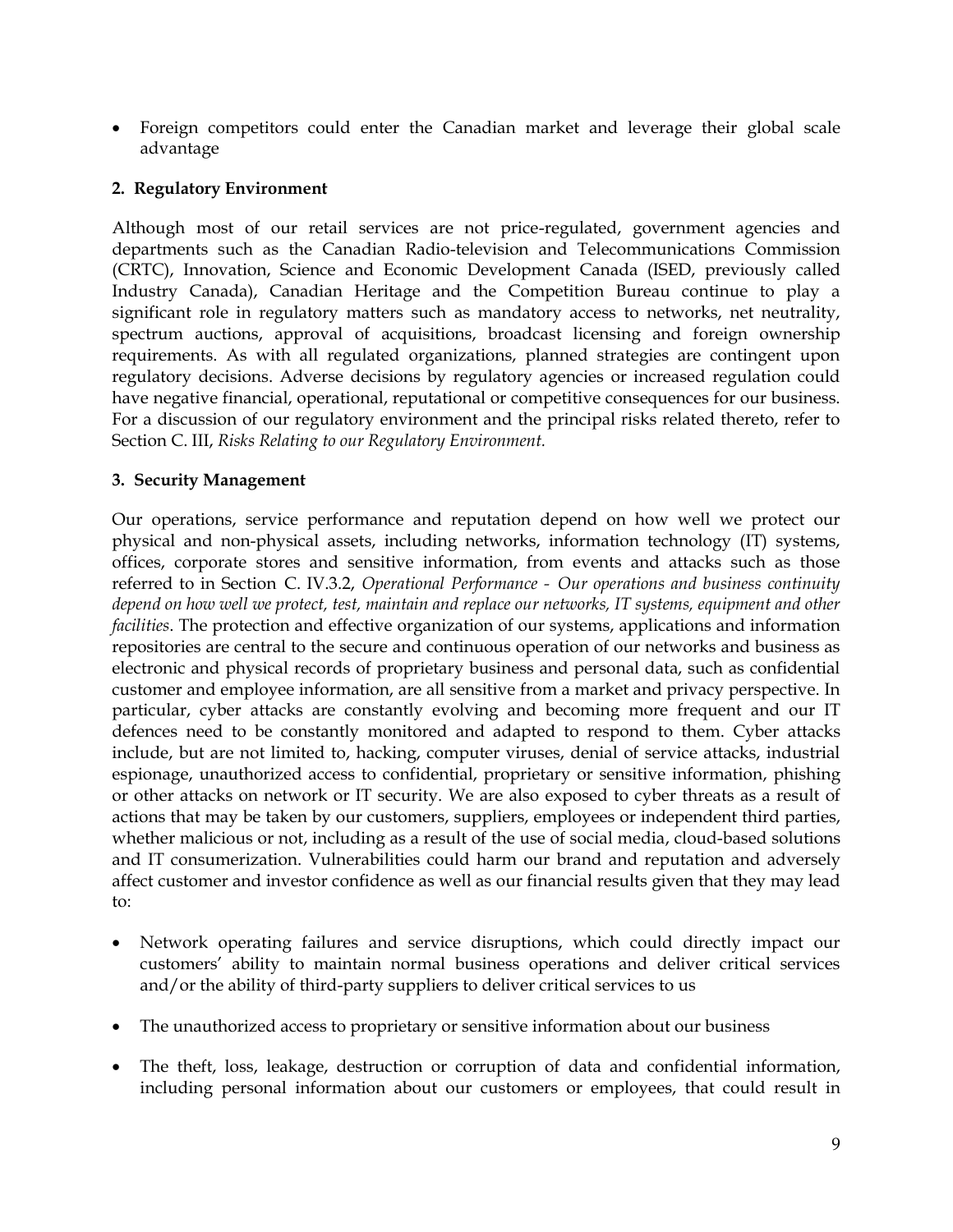- Foreign competitors could enter the Canadian market and leverage their global scale advantage

**2. Regulatory Environment**

Although most of our retail services are not price-regulated, government agencies and departments such as the Canadian Radio-television and Telecommunications Commission (CRTC), Innovation, Science and Economic Development Canada (ISED, previously called Industry Canada), Canadian Heritage and the Competition Bureau continue to play a significant role in regulatory matters such as mandatory access to networks, net neutrality, spectrum auctions, approval of acquisitions, broadcast licensing and foreign ownership requirements. As with all regulated organizations, planned strategies are contingent upon regulatory decisions. Adverse decisions by regulatory agencies or increased regulation could have negative financial, operational, reputational or competitive consequences for our business. For a discussion of our regulatory environment and the principal risks related thereto, refer to Section C. III, *Risks Relating to our Regulatory Environment.*

**3. Security Management**

Our operations, service performance and reputation depend on how well we protect our physical and non-physical assets, including networks, information technology (IT) systems, offices, corporate stores and sensitive information, from events and attacks such as those referred to in Section C. IV.3.2, *Operational Performance - Our operations and business continuity depend on how well we protect, test, maintain and replace our networks, IT systems, equipment and other facilities*. The protection and effective organization of our systems, applications and information repositories are central to the secure and continuous operation of our networks and business as electronic and physical records of proprietary business and personal data, such as confidential customer and employee information, are all sensitive from a market and privacy perspective. In particular, cyber attacks are constantly evolving and becoming more frequent and our IT defences need to be constantly monitored and adapted to respond to them. Cyber attacks include, but are not limited to, hacking, computer viruses, denial of service attacks, industrial espionage, unauthorized access to confidential, proprietary or sensitive information, phishing or other attacks on network or IT security. We are also exposed to cyber threats as a result of actions that may be taken by our customers, suppliers, employees or independent third parties, whether malicious or not, including as a result of the use of social media, cloud-based solutions and IT consumerization. Vulnerabilities could harm our brand and reputation and adversely affect customer and investor confidence as well as our financial results given that they may lead to:

- Network operating failures and service disruptions, which could directly impact our customers' ability to maintain normal business operations and deliver critical services and/or the ability of third-party suppliers to deliver critical services to us
- The unauthorized access to proprietary or sensitive information about our business
- The theft, loss, leakage, destruction or corruption of data and confidential information, including personal information about our customers or employees, that could result in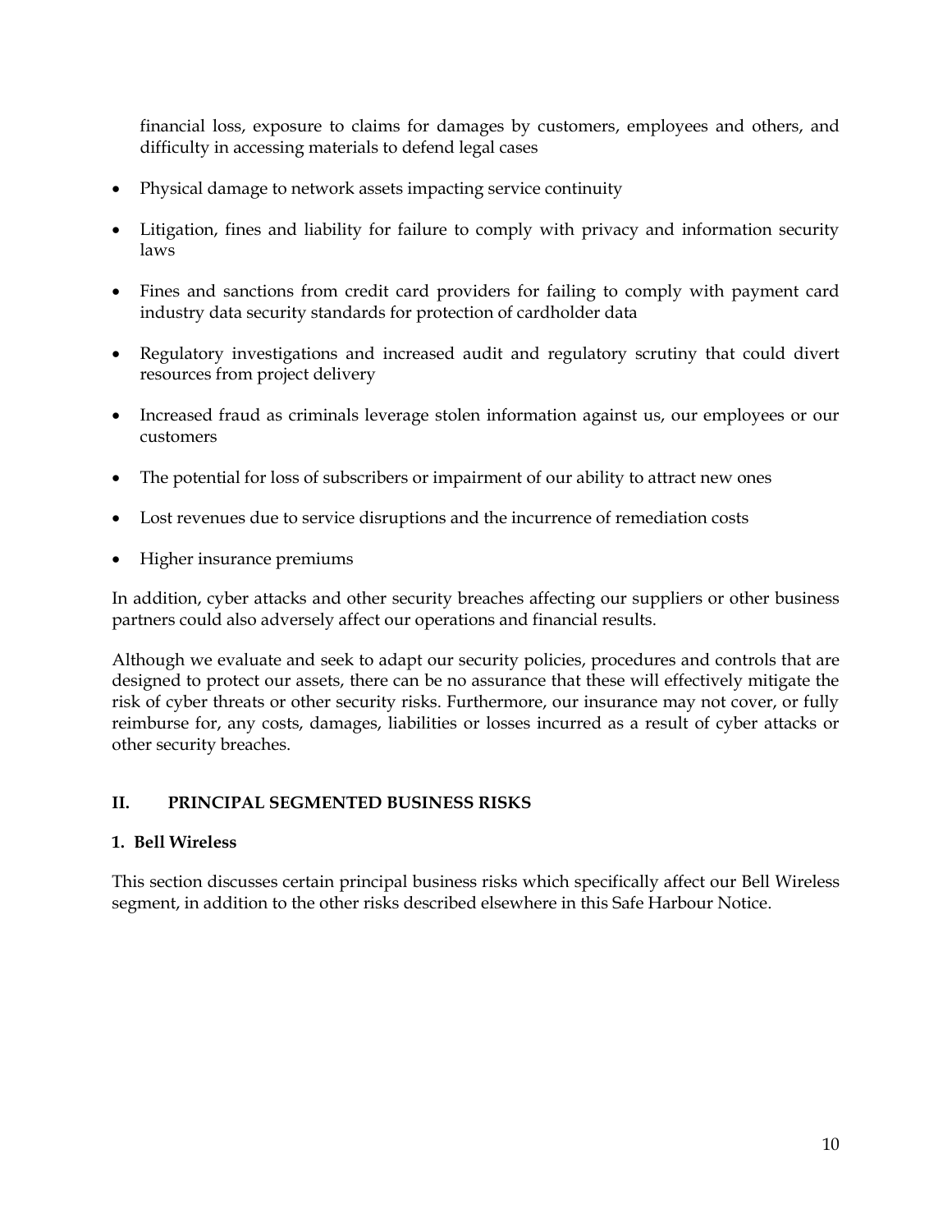financial loss, exposure to claims for damages by customers, employees and others, and difficulty in accessing materials to defend legal cases

- Physical damage to network assets impacting service continuity
- Litigation, fines and liability for failure to comply with privacy and information security laws
- Fines and sanctions from credit card providers for failing to comply with payment card industry data security standards for protection of cardholder data
- Regulatory investigations and increased audit and regulatory scrutiny that could divert resources from project delivery
- Increased fraud as criminals leverage stolen information against us, our employees or our customers
- The potential for loss of subscribers or impairment of our ability to attract new ones
- Lost revenues due to service disruptions and the incurrence of remediation costs
- Higher insurance premiums

In addition, cyber attacks and other security breaches affecting our suppliers or other business partners could also adversely affect our operations and financial results.

Although we evaluate and seek to adapt our security policies, procedures and controls that are designed to protect our assets, there can be no assurance that these will effectively mitigate the risk of cyber threats or other security risks. Furthermore, our insurance may not cover, or fully reimburse for, any costs, damages, liabilities or losses incurred as a result of cyber attacks or other security breaches.

## II. PRINCIPAL SEGMENTED BUSINESS RISKS

### 1. Bell Wireless

This section discusses certain principal business risks which specifically affect our Bell Wireless segment, in addition to the other risks described elsewhere in this Safe Harbour Notice.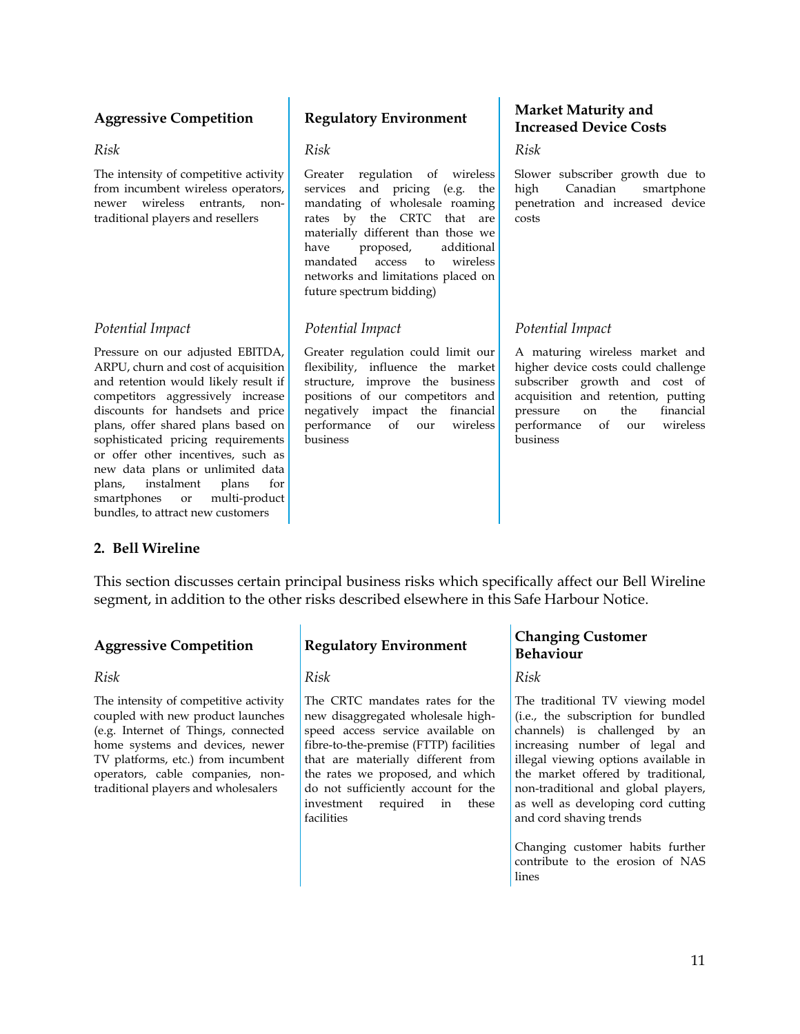### Aggressive Competition

*Risk*

The intensity of competitive activity from incumbent wireless operators, newer wireless entrants, non-traditional players and resellers

*Potential Impact*

Pressure on our adjusted EBITDA, ARPU, churn and cost of acquisition and retention would likely result if competitors aggressively increase discounts for handsets and price plans, offer shared plans based on sophisticated pricing requirements or offer other incentives, such as new data plans or unlimited data plans, instalment plans for smartphones or multi-product bundles, to attract new customers

### Regulatory Environment

*Risk*

Greater regulation of wireless services and pricing (e.g. the mandating of wholesale roaming rates by the CRTC that are materially different than those we have proposed, additional mandated access to wireless networks and limitations placed on future spectrum bidding)

*Potential Impact*

Greater regulation could limit our flexibility, influence the market structure, improve the business positions of our competitors and negatively impact the financial performance of our wireless business

### Market Maturity and Increased Device Costs

*Risk*

Slower subscriber growth due to high Canadian smartphone penetration and increased device costs

*Potential Impact*

A maturing wireless market and higher device costs could challenge subscriber growth and cost of acquisition and retention, putting pressure on the financial performance of our wireless business

## 2. Bell Wireline

This section discusses certain principal business risks which specifically affect our Bell Wireline segment, in addition to the other risks described elsewhere in this Safe Harbour Notice.

### Aggressive Competition

*Risk*

The intensity of competitive activity coupled with new product launches (e.g. Internet of Things, connected home systems and devices, newer TV platforms, etc.) from incumbent operators, cable companies, non-traditional players and wholesalers

### Regulatory Environment

*Risk*

The CRTC mandates rates for the new disaggregated wholesale high-speed access service available on fibre-to-the-premise (FTTP) facilities that are materially different from the rates we proposed, and which do not sufficiently account for the investment required in these facilities

### Changing Customer Behaviour

*Risk*

The traditional TV viewing model (i.e., the subscription for bundled channels) is challenged by an increasing number of legal and illegal viewing options available in the market offered by traditional, non-traditional and global players, as well as developing cord cutting and cord shaving trends

Changing customer habits further contribute to the erosion of NAS lines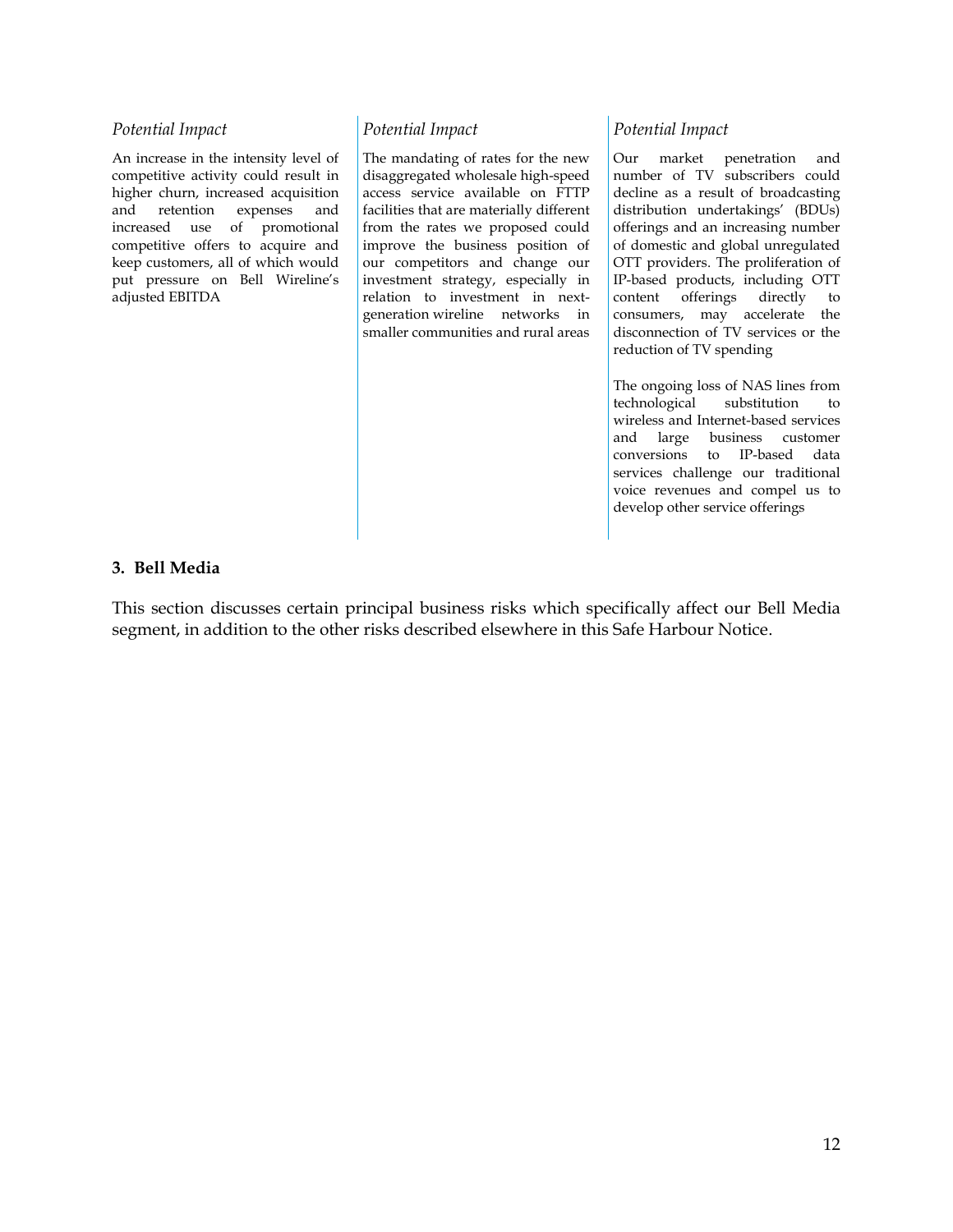*Potential Impact*

An increase in the intensity level of competitive activity could result in higher churn, increased acquisition and retention expenses and increased use of promotional competitive offers to acquire and keep customers, all of which would put pressure on Bell Wireline's adjusted EBITDA

*Potential Impact*

The mandating of rates for the new disaggregated wholesale high-speed access service available on FTTP facilities that are materially different from the rates we proposed could improve the business position of our competitors and change our investment strategy, especially in relation to investment in next-generation wireline networks in smaller communities and rural areas

*Potential Impact*

Our market penetration and number of TV subscribers could decline as a result of broadcasting distribution undertakings' (BDUs) offerings and an increasing number of domestic and global unregulated OTT providers. The proliferation of IP-based products, including OTT content offerings directly to consumers, may accelerate the disconnection of TV services or the reduction of TV spending

The ongoing loss of NAS lines from technological substitution to wireless and Internet-based services and large business customer conversions to IP-based data services challenge our traditional voice revenues and compel us to develop other service offerings

### 3. Bell Media

This section discusses certain principal business risks which specifically affect our Bell Media segment, in addition to the other risks described elsewhere in this Safe Harbour Notice.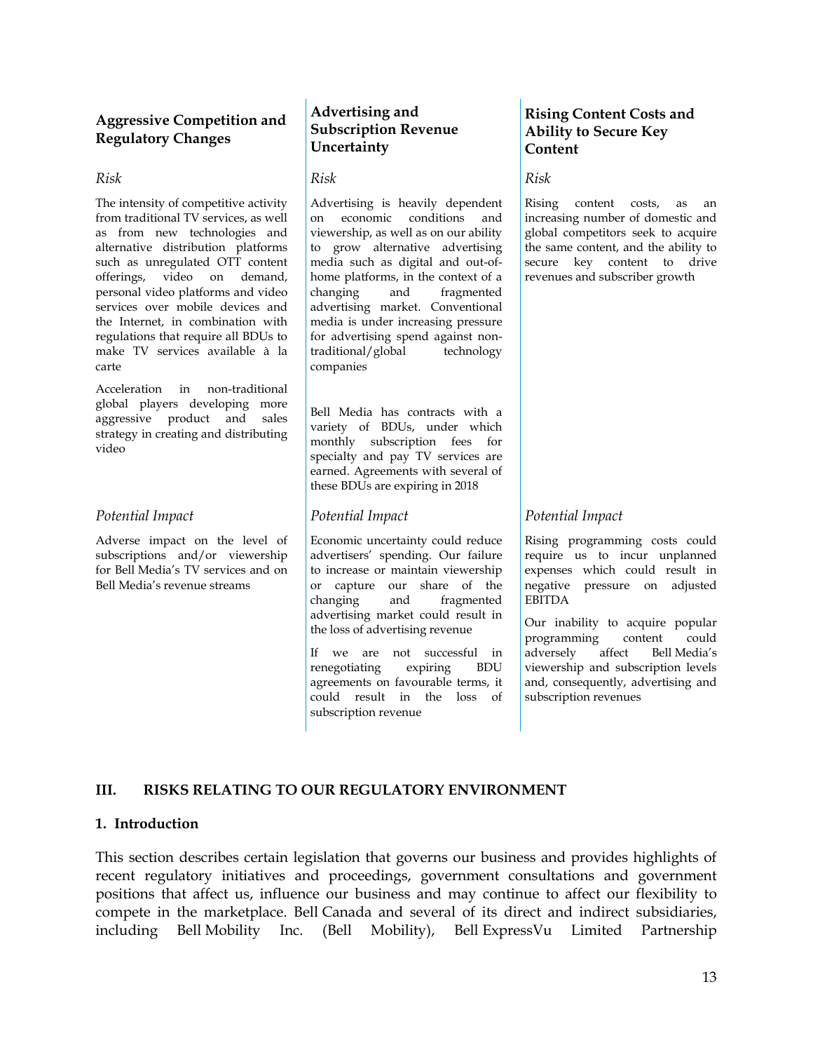### Aggressive Competition and Regulatory Changes

*Risk*

The intensity of competitive activity from traditional TV services, as well as from new technologies and alternative distribution platforms such as unregulated OTT content offerings, video on demand, personal video platforms and video services over mobile devices and the Internet, in combination with regulations that require all BDUs to make TV services available à la carte

Acceleration in non-traditional global players developing more aggressive product and sales strategy in creating and distributing video

*Potential Impact*

Adverse impact on the level of subscriptions and/or viewership for Bell Media's TV services and on Bell Media's revenue streams

### Advertising and Subscription Revenue Uncertainty

*Risk*

Advertising is heavily dependent on economic conditions and viewership, as well as on our ability to grow alternative advertising media such as digital and out-of-home platforms, in the context of a changing and fragmented advertising market. Conventional media is under increasing pressure for advertising spend against non-traditional/global technology companies

Bell Media has contracts with a variety of BDUs, under which monthly subscription fees for specialty and pay TV services are earned. Agreements with several of these BDUs are expiring in 2018

*Potential Impact*

Economic uncertainty could reduce advertisers' spending. Our failure to increase or maintain viewership or capture our share of the changing and fragmented advertising market could result in the loss of advertising revenue

If we are not successful in renegotiating expiring BDU agreements on favourable terms, it could result in the loss of subscription revenue

### Rising Content Costs and Ability to Secure Key Content

*Risk*

Rising content costs, as an increasing number of domestic and global competitors seek to acquire the same content, and the ability to secure key content to drive revenues and subscriber growth

*Potential Impact*

Rising programming costs could require us to incur unplanned expenses which could result in negative pressure on adjusted EBITDA

Our inability to acquire popular programming content could adversely affect Bell Media's viewership and subscription levels and, consequently, advertising and subscription revenues

## III. RISKS RELATING TO OUR REGULATORY ENVIRONMENT

### 1. Introduction

This section describes certain legislation that governs our business and provides highlights of recent regulatory initiatives and proceedings, government consultations and government positions that affect us, influence our business and may continue to affect our flexibility to compete in the marketplace. Bell Canada and several of its direct and indirect subsidiaries, including Bell Mobility Inc. (Bell Mobility), Bell ExpressVu Limited Partnership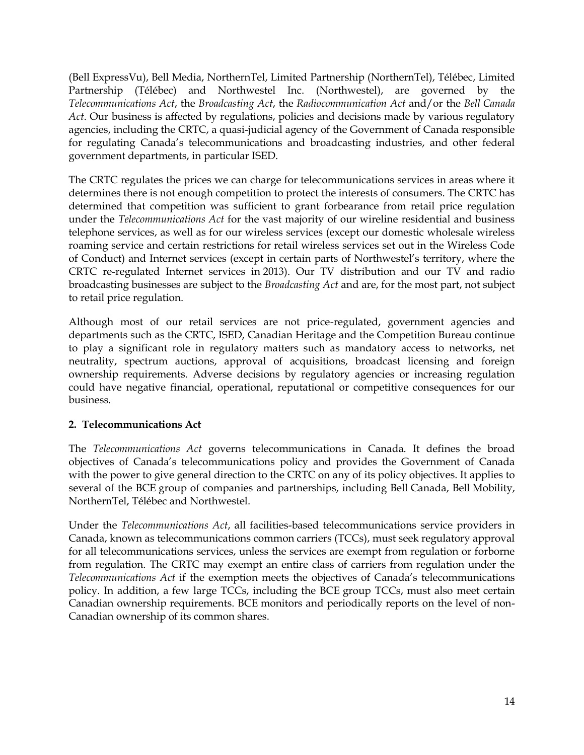(Bell ExpressVu), Bell Media, NorthernTel, Limited Partnership (NorthernTel), Télébec, Limited Partnership (Télébec) and Northwestel Inc. (Northwestel), are governed by the *Telecommunications Act*, the *Broadcasting Act*, the *Radiocommunication Act* and/or the *Bell Canada Act*. Our business is affected by regulations, policies and decisions made by various regulatory agencies, including the CRTC, a quasi-judicial agency of the Government of Canada responsible for regulating Canada's telecommunications and broadcasting industries, and other federal government departments, in particular ISED.

The CRTC regulates the prices we can charge for telecommunications services in areas where it determines there is not enough competition to protect the interests of consumers. The CRTC has determined that competition was sufficient to grant forbearance from retail price regulation under the *Telecommunications Act* for the vast majority of our wireline residential and business telephone services, as well as for our wireless services (except our domestic wholesale wireless roaming service and certain restrictions for retail wireless services set out in the Wireless Code of Conduct) and Internet services (except in certain parts of Northwestel's territory, where the CRTC re-regulated Internet services in 2013). Our TV distribution and our TV and radio broadcasting businesses are subject to the *Broadcasting Act* and are, for the most part, not subject to retail price regulation.

Although most of our retail services are not price-regulated, government agencies and departments such as the CRTC, ISED, Canadian Heritage and the Competition Bureau continue to play a significant role in regulatory matters such as mandatory access to networks, net neutrality, spectrum auctions, approval of acquisitions, broadcast licensing and foreign ownership requirements. Adverse decisions by regulatory agencies or increasing regulation could have negative financial, operational, reputational or competitive consequences for our business.

**2. Telecommunications Act**

The *Telecommunications Act* governs telecommunications in Canada. It defines the broad objectives of Canada's telecommunications policy and provides the Government of Canada with the power to give general direction to the CRTC on any of its policy objectives. It applies to several of the BCE group of companies and partnerships, including Bell Canada, Bell Mobility, NorthernTel, Télébec and Northwestel.

Under the *Telecommunications Act*, all facilities-based telecommunications service providers in Canada, known as telecommunications common carriers (TCCs), must seek regulatory approval for all telecommunications services, unless the services are exempt from regulation or forborne from regulation. The CRTC may exempt an entire class of carriers from regulation under the *Telecommunications Act* if the exemption meets the objectives of Canada's telecommunications policy. In addition, a few large TCCs, including the BCE group TCCs, must also meet certain Canadian ownership requirements. BCE monitors and periodically reports on the level of non-Canadian ownership of its common shares.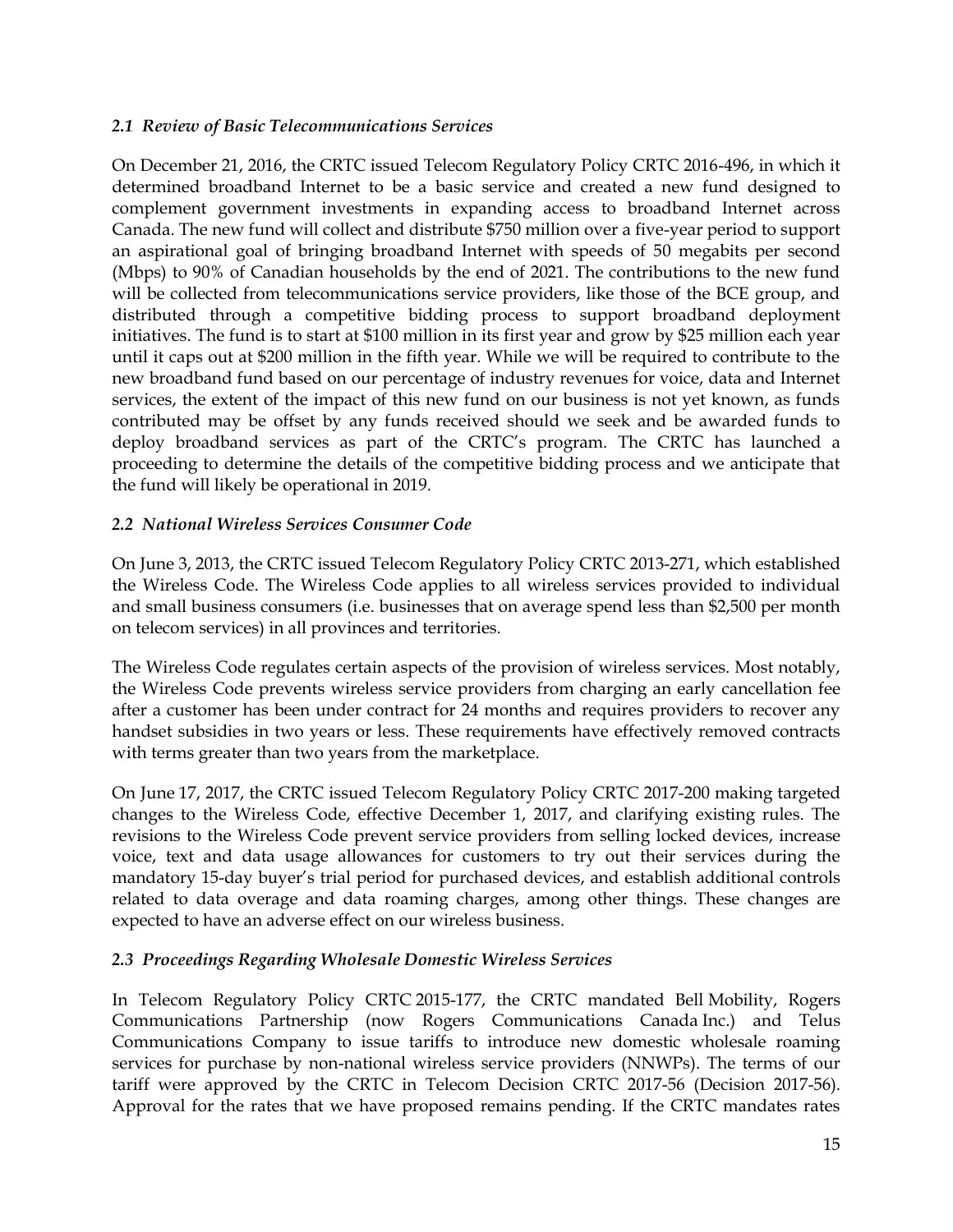### *2.1 Review of Basic Telecommunications Services*

On December 21, 2016, the CRTC issued Telecom Regulatory Policy CRTC 2016-496, in which it determined broadband Internet to be a basic service and created a new fund designed to complement government investments in expanding access to broadband Internet across Canada. The new fund will collect and distribute $750 million over a five-year period to support an aspirational goal of bringing broadband Internet with speeds of 50 megabits per second (Mbps) to 90% of Canadian households by the end of 2021. The contributions to the new fund will be collected from telecommunications service providers, like those of the BCE group, and distributed through a competitive bidding process to support broadband deployment initiatives. The fund is to start at $100 million in its first year and grow by $25 million each year until it caps out at $200 million in the fifth year. While we will be required to contribute to the new broadband fund based on our percentage of industry revenues for voice, data and Internet services, the extent of the impact of this new fund on our business is not yet known, as funds contributed may be offset by any funds received should we seek and be awarded funds to deploy broadband services as part of the CRTC's program. The CRTC has launched a proceeding to determine the details of the competitive bidding process and we anticipate that the fund will likely be operational in 2019.

### *2.2 National Wireless Services Consumer Code*

On June 3, 2013, the CRTC issued Telecom Regulatory Policy CRTC 2013-271, which established the Wireless Code. The Wireless Code applies to all wireless services provided to individual and small business consumers (i.e. businesses that on average spend less than $2,500 per month on telecom services) in all provinces and territories.

The Wireless Code regulates certain aspects of the provision of wireless services. Most notably, the Wireless Code prevents wireless service providers from charging an early cancellation fee after a customer has been under contract for 24 months and requires providers to recover any handset subsidies in two years or less. These requirements have effectively removed contracts with terms greater than two years from the marketplace.

On June 17, 2017, the CRTC issued Telecom Regulatory Policy CRTC 2017-200 making targeted changes to the Wireless Code, effective December 1, 2017, and clarifying existing rules. The revisions to the Wireless Code prevent service providers from selling locked devices, increase voice, text and data usage allowances for customers to try out their services during the mandatory 15-day buyer's trial period for purchased devices, and establish additional controls related to data overage and data roaming charges, among other things. These changes are expected to have an adverse effect on our wireless business.

### *2.3 Proceedings Regarding Wholesale Domestic Wireless Services*

In Telecom Regulatory Policy CRTC 2015-177, the CRTC mandated Bell Mobility, Rogers Communications Partnership (now Rogers Communications Canada Inc.) and Telus Communications Company to issue tariffs to introduce new domestic wholesale roaming services for purchase by non-national wireless service providers (NNWPs). The terms of our tariff were approved by the CRTC in Telecom Decision CRTC 2017-56 (Decision 2017-56). Approval for the rates that we have proposed remains pending. If the CRTC mandates rates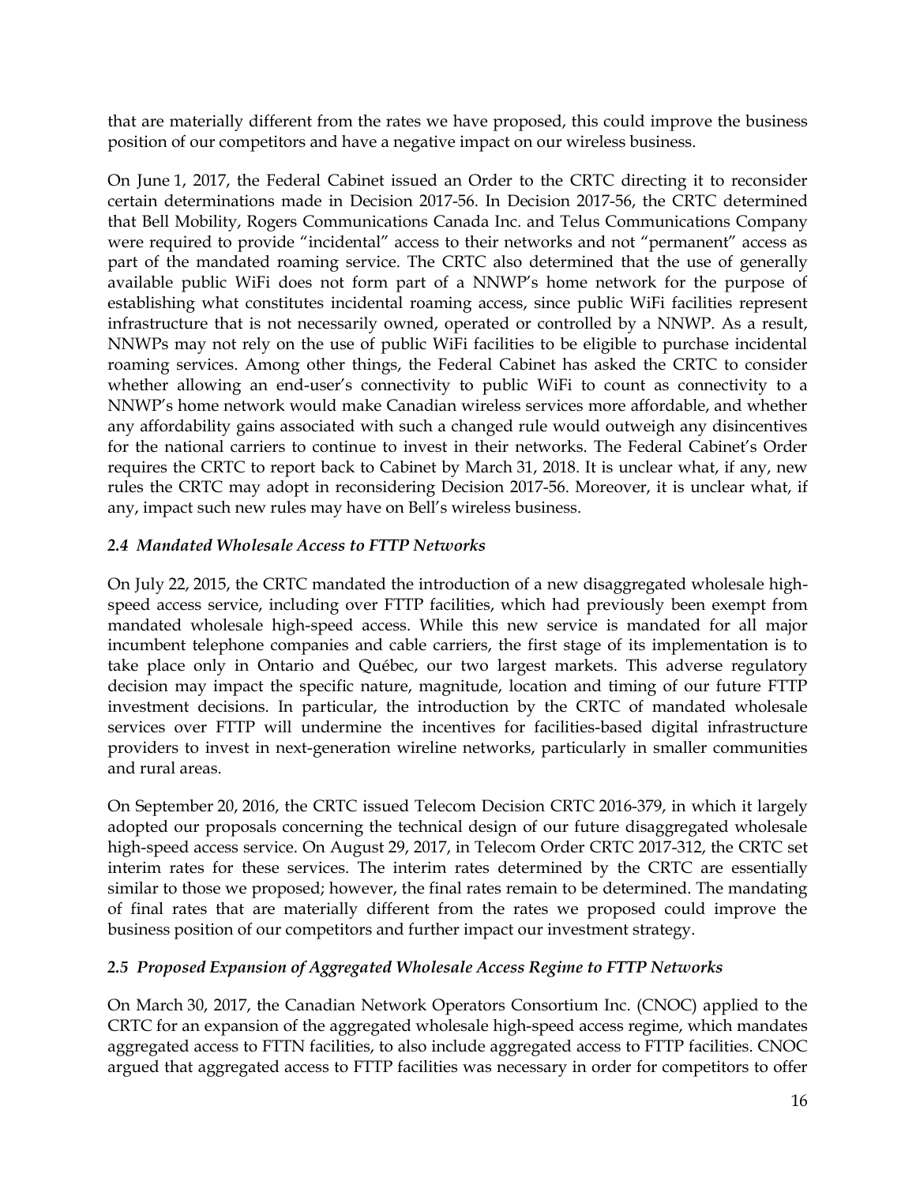that are materially different from the rates we have proposed, this could improve the business position of our competitors and have a negative impact on our wireless business.

On June 1, 2017, the Federal Cabinet issued an Order to the CRTC directing it to reconsider certain determinations made in Decision 2017-56. In Decision 2017-56, the CRTC determined that Bell Mobility, Rogers Communications Canada Inc. and Telus Communications Company were required to provide "incidental" access to their networks and not "permanent" access as part of the mandated roaming service. The CRTC also determined that the use of generally available public WiFi does not form part of a NNWP's home network for the purpose of establishing what constitutes incidental roaming access, since public WiFi facilities represent infrastructure that is not necessarily owned, operated or controlled by a NNWP. As a result, NNWPs may not rely on the use of public WiFi facilities to be eligible to purchase incidental roaming services. Among other things, the Federal Cabinet has asked the CRTC to consider whether allowing an end-user's connectivity to public WiFi to count as connectivity to a NNWP's home network would make Canadian wireless services more affordable, and whether any affordability gains associated with such a changed rule would outweigh any disincentives for the national carriers to continue to invest in their networks. The Federal Cabinet's Order requires the CRTC to report back to Cabinet by March 31, 2018. It is unclear what, if any, new rules the CRTC may adopt in reconsidering Decision 2017-56. Moreover, it is unclear what, if any, impact such new rules may have on Bell's wireless business.

### *2.4 Mandated Wholesale Access to FTTP Networks*

On July 22, 2015, the CRTC mandated the introduction of a new disaggregated wholesale high-speed access service, including over FTTP facilities, which had previously been exempt from mandated wholesale high-speed access. While this new service is mandated for all major incumbent telephone companies and cable carriers, the first stage of its implementation is to take place only in Ontario and Québec, our two largest markets. This adverse regulatory decision may impact the specific nature, magnitude, location and timing of our future FTTP investment decisions. In particular, the introduction by the CRTC of mandated wholesale services over FTTP will undermine the incentives for facilities-based digital infrastructure providers to invest in next-generation wireline networks, particularly in smaller communities and rural areas.

On September 20, 2016, the CRTC issued Telecom Decision CRTC 2016-379, in which it largely adopted our proposals concerning the technical design of our future disaggregated wholesale high-speed access service. On August 29, 2017, in Telecom Order CRTC 2017-312, the CRTC set interim rates for these services. The interim rates determined by the CRTC are essentially similar to those we proposed; however, the final rates remain to be determined. The mandating of final rates that are materially different from the rates we proposed could improve the business position of our competitors and further impact our investment strategy.

### *2.5 Proposed Expansion of Aggregated Wholesale Access Regime to FTTP Networks*

On March 30, 2017, the Canadian Network Operators Consortium Inc. (CNOC) applied to the CRTC for an expansion of the aggregated wholesale high-speed access regime, which mandates aggregated access to FTTN facilities, to also include aggregated access to FTTP facilities. CNOC argued that aggregated access to FTTP facilities was necessary in order for competitors to offer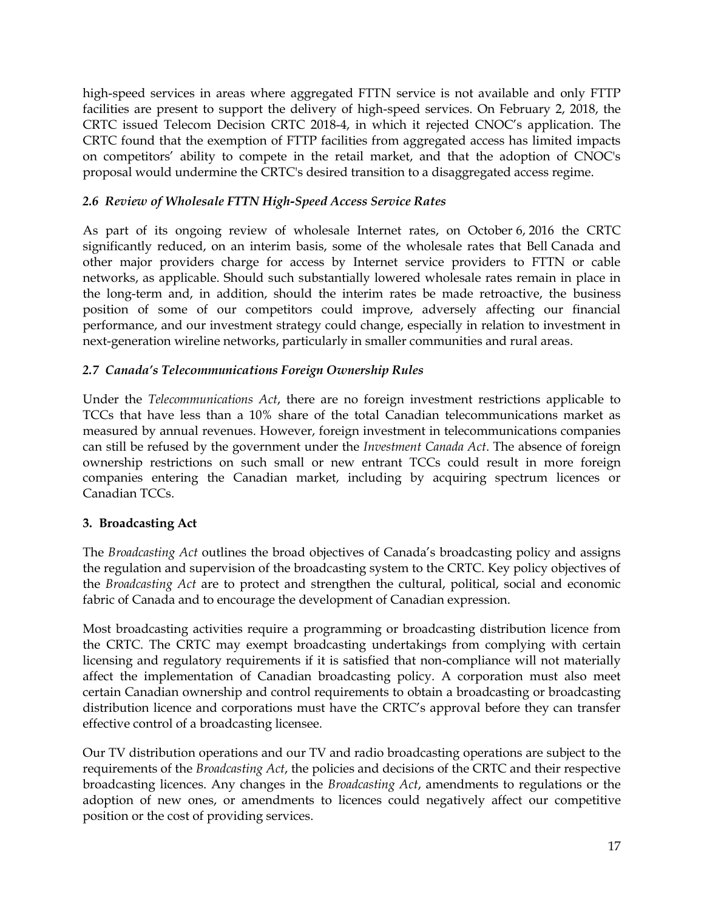high-speed services in areas where aggregated FTTN service is not available and only FTTP facilities are present to support the delivery of high-speed services. On February 2, 2018, the CRTC issued Telecom Decision CRTC 2018-4, in which it rejected CNOC's application. The CRTC found that the exemption of FTTP facilities from aggregated access has limited impacts on competitors' ability to compete in the retail market, and that the adoption of CNOC's proposal would undermine the CRTC's desired transition to a disaggregated access regime.

### *2.6 Review of Wholesale FTTN High-Speed Access Service Rates*

As part of its ongoing review of wholesale Internet rates, on October 6, 2016 the CRTC significantly reduced, on an interim basis, some of the wholesale rates that Bell Canada and other major providers charge for access by Internet service providers to FTTN or cable networks, as applicable. Should such substantially lowered wholesale rates remain in place in the long-term and, in addition, should the interim rates be made retroactive, the business position of some of our competitors could improve, adversely affecting our financial performance, and our investment strategy could change, especially in relation to investment in next-generation wireline networks, particularly in smaller communities and rural areas.

### *2.7 Canada's Telecommunications Foreign Ownership Rules*

Under the *Telecommunications Act*, there are no foreign investment restrictions applicable to TCCs that have less than a 10% share of the total Canadian telecommunications market as measured by annual revenues. However, foreign investment in telecommunications companies can still be refused by the government under the *Investment Canada Act*. The absence of foreign ownership restrictions on such small or new entrant TCCs could result in more foreign companies entering the Canadian market, including by acquiring spectrum licences or Canadian TCCs.

## **3. Broadcasting Act**

The *Broadcasting Act* outlines the broad objectives of Canada's broadcasting policy and assigns the regulation and supervision of the broadcasting system to the CRTC. Key policy objectives of the *Broadcasting Act* are to protect and strengthen the cultural, political, social and economic fabric of Canada and to encourage the development of Canadian expression.

Most broadcasting activities require a programming or broadcasting distribution licence from the CRTC. The CRTC may exempt broadcasting undertakings from complying with certain licensing and regulatory requirements if it is satisfied that non-compliance will not materially affect the implementation of Canadian broadcasting policy. A corporation must also meet certain Canadian ownership and control requirements to obtain a broadcasting or broadcasting distribution licence and corporations must have the CRTC's approval before they can transfer effective control of a broadcasting licensee.

Our TV distribution operations and our TV and radio broadcasting operations are subject to the requirements of the *Broadcasting Act*, the policies and decisions of the CRTC and their respective broadcasting licences. Any changes in the *Broadcasting Act*, amendments to regulations or the adoption of new ones, or amendments to licences could negatively affect our competitive position or the cost of providing services.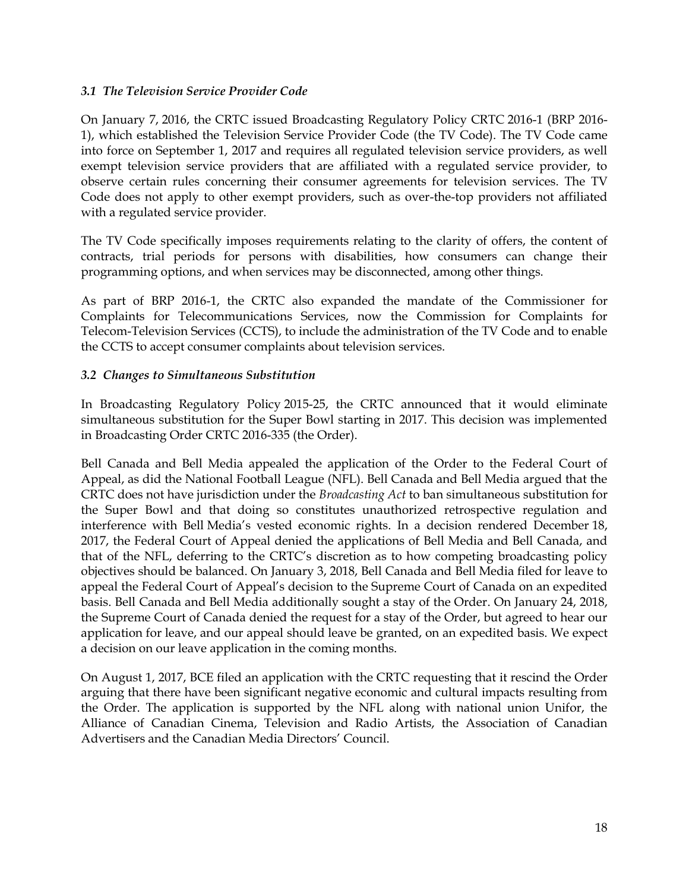### *3.1 The Television Service Provider Code*

On January 7, 2016, the CRTC issued Broadcasting Regulatory Policy CRTC 2016-1 (BRP 2016-1), which established the Television Service Provider Code (the TV Code). The TV Code came into force on September 1, 2017 and requires all regulated television service providers, as well exempt television service providers that are affiliated with a regulated service provider, to observe certain rules concerning their consumer agreements for television services. The TV Code does not apply to other exempt providers, such as over-the-top providers not affiliated with a regulated service provider.

The TV Code specifically imposes requirements relating to the clarity of offers, the content of contracts, trial periods for persons with disabilities, how consumers can change their programming options, and when services may be disconnected, among other things.

As part of BRP 2016-1, the CRTC also expanded the mandate of the Commissioner for Complaints for Telecommunications Services, now the Commission for Complaints for Telecom-Television Services (CCTS), to include the administration of the TV Code and to enable the CCTS to accept consumer complaints about television services.

### *3.2 Changes to Simultaneous Substitution*

In Broadcasting Regulatory Policy 2015-25, the CRTC announced that it would eliminate simultaneous substitution for the Super Bowl starting in 2017. This decision was implemented in Broadcasting Order CRTC 2016-335 (the Order).

Bell Canada and Bell Media appealed the application of the Order to the Federal Court of Appeal, as did the National Football League (NFL). Bell Canada and Bell Media argued that the CRTC does not have jurisdiction under the *Broadcasting Act* to ban simultaneous substitution for the Super Bowl and that doing so constitutes unauthorized retrospective regulation and interference with Bell Media's vested economic rights. In a decision rendered December 18, 2017, the Federal Court of Appeal denied the applications of Bell Media and Bell Canada, and that of the NFL, deferring to the CRTC's discretion as to how competing broadcasting policy objectives should be balanced. On January 3, 2018, Bell Canada and Bell Media filed for leave to appeal the Federal Court of Appeal's decision to the Supreme Court of Canada on an expedited basis. Bell Canada and Bell Media additionally sought a stay of the Order. On January 24, 2018, the Supreme Court of Canada denied the request for a stay of the Order, but agreed to hear our application for leave, and our appeal should leave be granted, on an expedited basis. We expect a decision on our leave application in the coming months.

On August 1, 2017, BCE filed an application with the CRTC requesting that it rescind the Order arguing that there have been significant negative economic and cultural impacts resulting from the Order. The application is supported by the NFL along with national union Unifor, the Alliance of Canadian Cinema, Television and Radio Artists, the Association of Canadian Advertisers and the Canadian Media Directors' Council.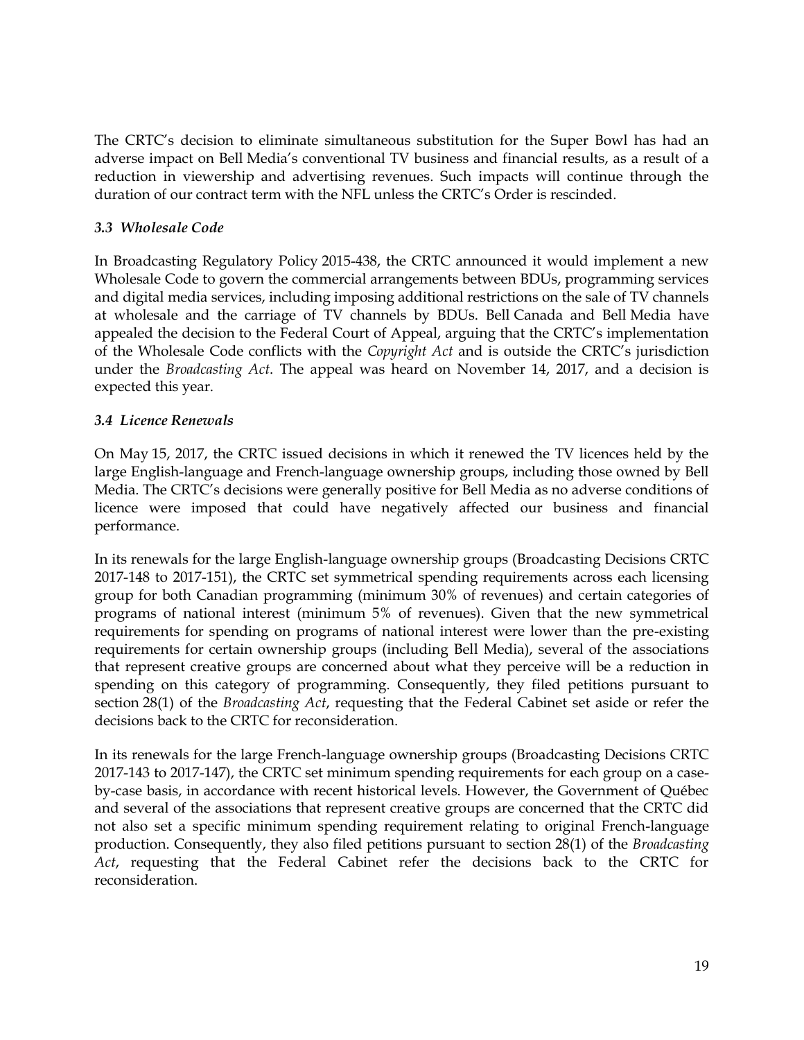The CRTC's decision to eliminate simultaneous substitution for the Super Bowl has had an adverse impact on Bell Media's conventional TV business and financial results, as a result of a reduction in viewership and advertising revenues. Such impacts will continue through the duration of our contract term with the NFL unless the CRTC's Order is rescinded.

### *3.3 Wholesale Code*

In Broadcasting Regulatory Policy 2015-438, the CRTC announced it would implement a new Wholesale Code to govern the commercial arrangements between BDUs, programming services and digital media services, including imposing additional restrictions on the sale of TV channels at wholesale and the carriage of TV channels by BDUs. Bell Canada and Bell Media have appealed the decision to the Federal Court of Appeal, arguing that the CRTC's implementation of the Wholesale Code conflicts with the *Copyright Act* and is outside the CRTC's jurisdiction under the *Broadcasting Act*. The appeal was heard on November 14, 2017, and a decision is expected this year.

### *3.4 Licence Renewals*

On May 15, 2017, the CRTC issued decisions in which it renewed the TV licences held by the large English-language and French-language ownership groups, including those owned by Bell Media. The CRTC's decisions were generally positive for Bell Media as no adverse conditions of licence were imposed that could have negatively affected our business and financial performance.

In its renewals for the large English-language ownership groups (Broadcasting Decisions CRTC 2017-148 to 2017-151), the CRTC set symmetrical spending requirements across each licensing group for both Canadian programming (minimum 30% of revenues) and certain categories of programs of national interest (minimum 5% of revenues). Given that the new symmetrical requirements for spending on programs of national interest were lower than the pre-existing requirements for certain ownership groups (including Bell Media), several of the associations that represent creative groups are concerned about what they perceive will be a reduction in spending on this category of programming. Consequently, they filed petitions pursuant to section 28(1) of the *Broadcasting Act*, requesting that the Federal Cabinet set aside or refer the decisions back to the CRTC for reconsideration.

In its renewals for the large French-language ownership groups (Broadcasting Decisions CRTC 2017-143 to 2017-147), the CRTC set minimum spending requirements for each group on a case-by-case basis, in accordance with recent historical levels. However, the Government of Québec and several of the associations that represent creative groups are concerned that the CRTC did not also set a specific minimum spending requirement relating to original French-language production. Consequently, they also filed petitions pursuant to section 28(1) of the *Broadcasting Act*, requesting that the Federal Cabinet refer the decisions back to the CRTC for reconsideration.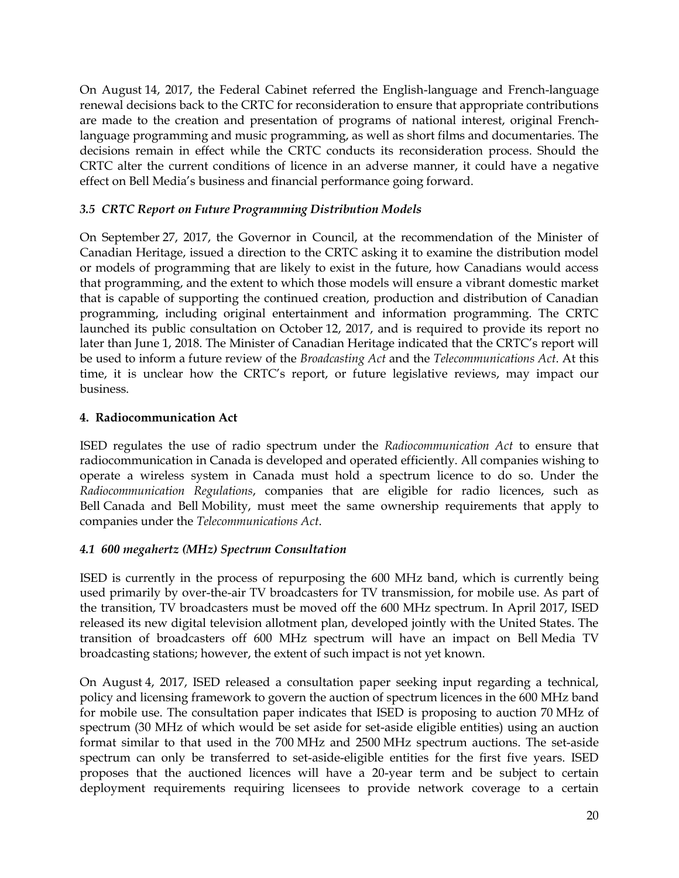On August 14, 2017, the Federal Cabinet referred the English-language and French-language renewal decisions back to the CRTC for reconsideration to ensure that appropriate contributions are made to the creation and presentation of programs of national interest, original French-language programming and music programming, as well as short films and documentaries. The decisions remain in effect while the CRTC conducts its reconsideration process. Should the CRTC alter the current conditions of licence in an adverse manner, it could have a negative effect on Bell Media's business and financial performance going forward.

### *3.5 CRTC Report on Future Programming Distribution Models*

On September 27, 2017, the Governor in Council, at the recommendation of the Minister of Canadian Heritage, issued a direction to the CRTC asking it to examine the distribution model or models of programming that are likely to exist in the future, how Canadians would access that programming, and the extent to which those models will ensure a vibrant domestic market that is capable of supporting the continued creation, production and distribution of Canadian programming, including original entertainment and information programming. The CRTC launched its public consultation on October 12, 2017, and is required to provide its report no later than June 1, 2018. The Minister of Canadian Heritage indicated that the CRTC's report will be used to inform a future review of the *Broadcasting Act* and the *Telecommunications Act*. At this time, it is unclear how the CRTC's report, or future legislative reviews, may impact our business.

## **4. Radiocommunication Act**

ISED regulates the use of radio spectrum under the *Radiocommunication Act* to ensure that radiocommunication in Canada is developed and operated efficiently. All companies wishing to operate a wireless system in Canada must hold a spectrum licence to do so. Under the *Radiocommunication Regulations*, companies that are eligible for radio licences, such as Bell Canada and Bell Mobility, must meet the same ownership requirements that apply to companies under the *Telecommunications Act*.

### *4.1 600 megahertz (MHz) Spectrum Consultation*

ISED is currently in the process of repurposing the 600 MHz band, which is currently being used primarily by over-the-air TV broadcasters for TV transmission, for mobile use. As part of the transition, TV broadcasters must be moved off the 600 MHz spectrum. In April 2017, ISED released its new digital television allotment plan, developed jointly with the United States. The transition of broadcasters off 600 MHz spectrum will have an impact on Bell Media TV broadcasting stations; however, the extent of such impact is not yet known.

On August 4, 2017, ISED released a consultation paper seeking input regarding a technical, policy and licensing framework to govern the auction of spectrum licences in the 600 MHz band for mobile use. The consultation paper indicates that ISED is proposing to auction 70 MHz of spectrum (30 MHz of which would be set aside for set-aside eligible entities) using an auction format similar to that used in the 700 MHz and 2500 MHz spectrum auctions. The set-aside spectrum can only be transferred to set-aside-eligible entities for the first five years. ISED proposes that the auctioned licences will have a 20-year term and be subject to certain deployment requirements requiring licensees to provide network coverage to a certain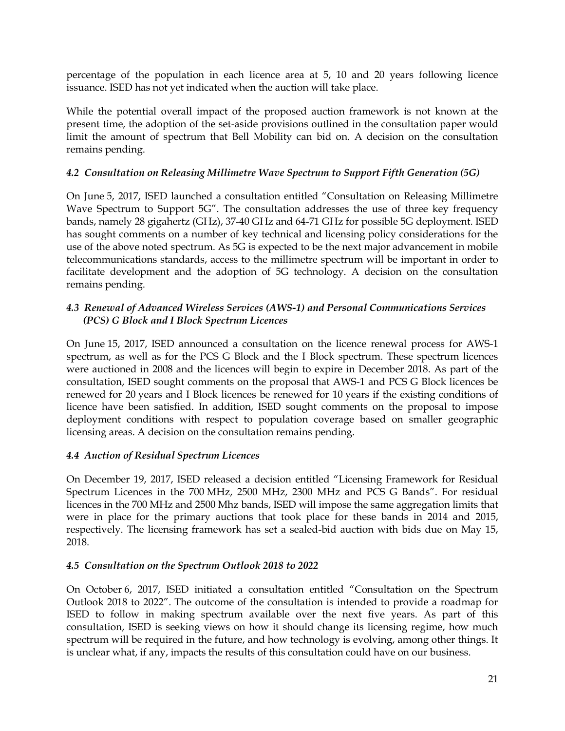percentage of the population in each licence area at 5, 10 and 20 years following licence issuance. ISED has not yet indicated when the auction will take place.

While the potential overall impact of the proposed auction framework is not known at the present time, the adoption of the set-aside provisions outlined in the consultation paper would limit the amount of spectrum that Bell Mobility can bid on. A decision on the consultation remains pending.

#### *4.2 Consultation on Releasing Millimetre Wave Spectrum to Support Fifth Generation (5G)*

On June 5, 2017, ISED launched a consultation entitled "Consultation on Releasing Millimetre Wave Spectrum to Support 5G". The consultation addresses the use of three key frequency bands, namely 28 gigahertz (GHz), 37-40 GHz and 64-71 GHz for possible 5G deployment. ISED has sought comments on a number of key technical and licensing policy considerations for the use of the above noted spectrum. As 5G is expected to be the next major advancement in mobile telecommunications standards, access to the millimetre spectrum will be important in order to facilitate development and the adoption of 5G technology. A decision on the consultation remains pending.

#### *4.3 Renewal of Advanced Wireless Services (AWS-1) and Personal Communications Services (PCS) G Block and I Block Spectrum Licences*

On June 15, 2017, ISED announced a consultation on the licence renewal process for AWS-1 spectrum, as well as for the PCS G Block and the I Block spectrum. These spectrum licences were auctioned in 2008 and the licences will begin to expire in December 2018. As part of the consultation, ISED sought comments on the proposal that AWS-1 and PCS G Block licences be renewed for 20 years and I Block licences be renewed for 10 years if the existing conditions of licence have been satisfied. In addition, ISED sought comments on the proposal to impose deployment conditions with respect to population coverage based on smaller geographic licensing areas. A decision on the consultation remains pending.

#### *4.4 Auction of Residual Spectrum Licences*

On December 19, 2017, ISED released a decision entitled "Licensing Framework for Residual Spectrum Licences in the 700 MHz, 2500 MHz, 2300 MHz and PCS G Bands". For residual licences in the 700 MHz and 2500 Mhz bands, ISED will impose the same aggregation limits that were in place for the primary auctions that took place for these bands in 2014 and 2015, respectively. The licensing framework has set a sealed-bid auction with bids due on May 15, 2018.

#### *4.5 Consultation on the Spectrum Outlook 2018 to 2022*

On October 6, 2017, ISED initiated a consultation entitled "Consultation on the Spectrum Outlook 2018 to 2022". The outcome of the consultation is intended to provide a roadmap for ISED to follow in making spectrum available over the next five years. As part of this consultation, ISED is seeking views on how it should change its licensing regime, how much spectrum will be required in the future, and how technology is evolving, among other things. It is unclear what, if any, impacts the results of this consultation could have on our business.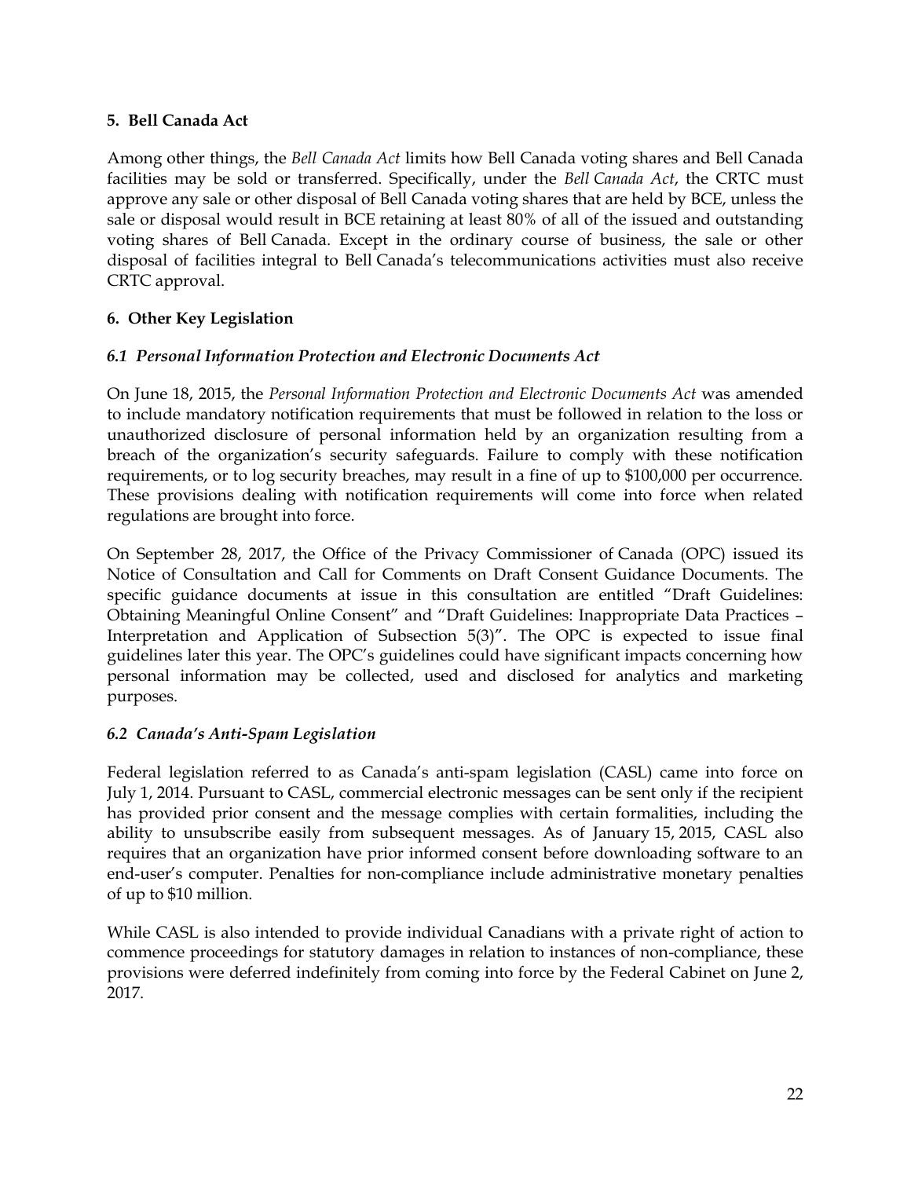## 5. Bell Canada Act

Among other things, the *Bell Canada Act* limits how Bell Canada voting shares and Bell Canada facilities may be sold or transferred. Specifically, under the *Bell Canada Act*, the CRTC must approve any sale or other disposal of Bell Canada voting shares that are held by BCE, unless the sale or disposal would result in BCE retaining at least 80% of all of the issued and outstanding voting shares of Bell Canada. Except in the ordinary course of business, the sale or other disposal of facilities integral to Bell Canada's telecommunications activities must also receive CRTC approval.

## 6. Other Key Legislation

### *6.1 Personal Information Protection and Electronic Documents Act*

On June 18, 2015, the *Personal Information Protection and Electronic Documents Act* was amended to include mandatory notification requirements that must be followed in relation to the loss or unauthorized disclosure of personal information held by an organization resulting from a breach of the organization's security safeguards. Failure to comply with these notification requirements, or to log security breaches, may result in a fine of up to $100,000 per occurrence. These provisions dealing with notification requirements will come into force when related regulations are brought into force.

On September 28, 2017, the Office of the Privacy Commissioner of Canada (OPC) issued its Notice of Consultation and Call for Comments on Draft Consent Guidance Documents. The specific guidance documents at issue in this consultation are entitled "Draft Guidelines: Obtaining Meaningful Online Consent" and "Draft Guidelines: Inappropriate Data Practices – Interpretation and Application of Subsection 5(3)". The OPC is expected to issue final guidelines later this year. The OPC's guidelines could have significant impacts concerning how personal information may be collected, used and disclosed for analytics and marketing purposes.

### *6.2 Canada's Anti-Spam Legislation*

Federal legislation referred to as Canada's anti-spam legislation (CASL) came into force on July 1, 2014. Pursuant to CASL, commercial electronic messages can be sent only if the recipient has provided prior consent and the message complies with certain formalities, including the ability to unsubscribe easily from subsequent messages. As of January 15, 2015, CASL also requires that an organization have prior informed consent before downloading software to an end-user's computer. Penalties for non-compliance include administrative monetary penalties of up to $10 million.

While CASL is also intended to provide individual Canadians with a private right of action to commence proceedings for statutory damages in relation to instances of non-compliance, these provisions were deferred indefinitely from coming into force by the Federal Cabinet on June 2, 2017.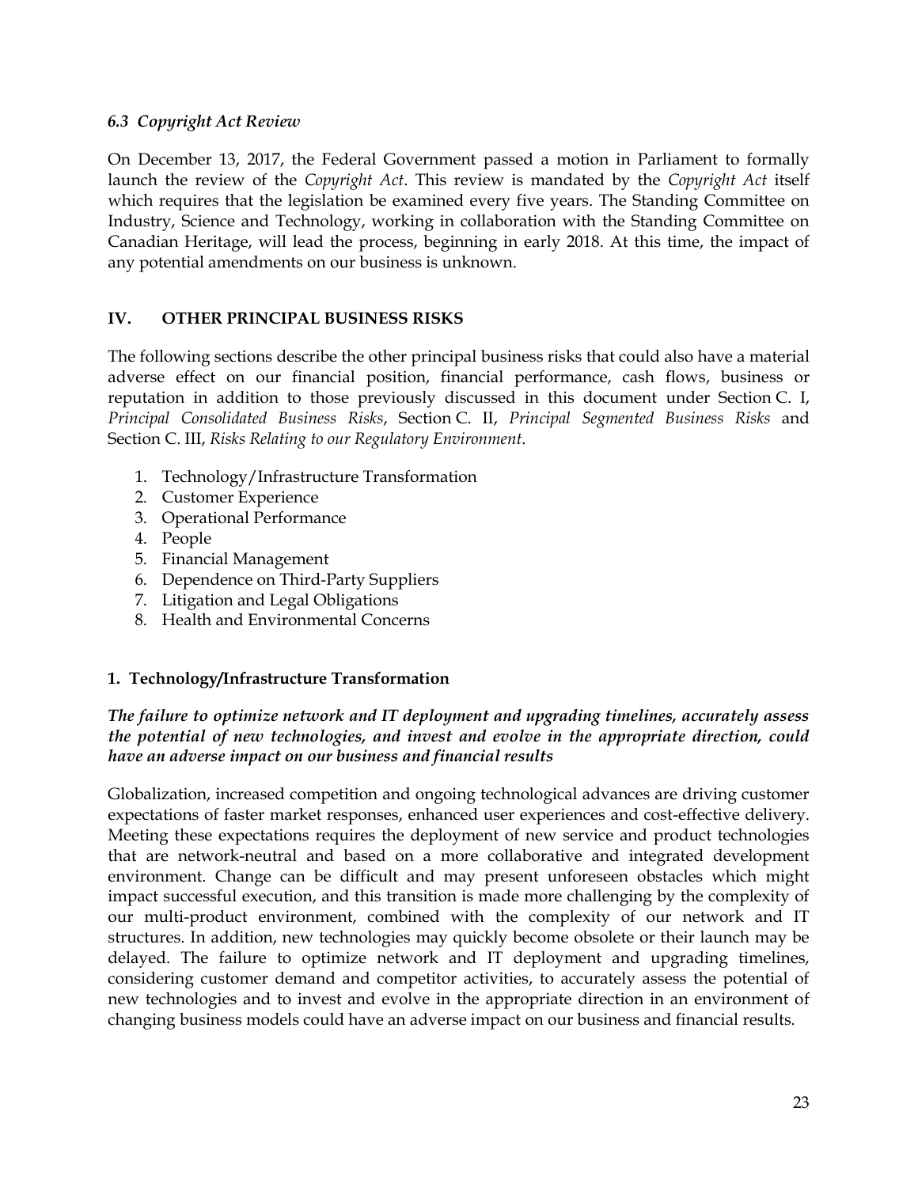### *6.3 Copyright Act Review*

On December 13, 2017, the Federal Government passed a motion in Parliament to formally launch the review of the *Copyright Act*. This review is mandated by the *Copyright Act* itself which requires that the legislation be examined every five years. The Standing Committee on Industry, Science and Technology, working in collaboration with the Standing Committee on Canadian Heritage, will lead the process, beginning in early 2018. At this time, the impact of any potential amendments on our business is unknown.

## IV. OTHER PRINCIPAL BUSINESS RISKS

The following sections describe the other principal business risks that could also have a material adverse effect on our financial position, financial performance, cash flows, business or reputation in addition to those previously discussed in this document under Section C. I, *Principal Consolidated Business Risks*, Section C. II, *Principal Segmented Business Risks* and Section C. III, *Risks Relating to our Regulatory Environment*.

1. Technology/Infrastructure Transformation
2. Customer Experience
3. Operational Performance
4. People
5. Financial Management
6. Dependence on Third-Party Suppliers
7. Litigation and Legal Obligations
8. Health and Environmental Concerns

### 1. Technology/Infrastructure Transformation

***The failure to optimize network and IT deployment and upgrading timelines, accurately assess the potential of new technologies, and invest and evolve in the appropriate direction, could have an adverse impact on our business and financial results***

Globalization, increased competition and ongoing technological advances are driving customer expectations of faster market responses, enhanced user experiences and cost-effective delivery. Meeting these expectations requires the deployment of new service and product technologies that are network-neutral and based on a more collaborative and integrated development environment. Change can be difficult and may present unforeseen obstacles which might impact successful execution, and this transition is made more challenging by the complexity of our multi-product environment, combined with the complexity of our network and IT structures. In addition, new technologies may quickly become obsolete or their launch may be delayed. The failure to optimize network and IT deployment and upgrading timelines, considering customer demand and competitor activities, to accurately assess the potential of new technologies and to invest and evolve in the appropriate direction in an environment of changing business models could have an adverse impact on our business and financial results.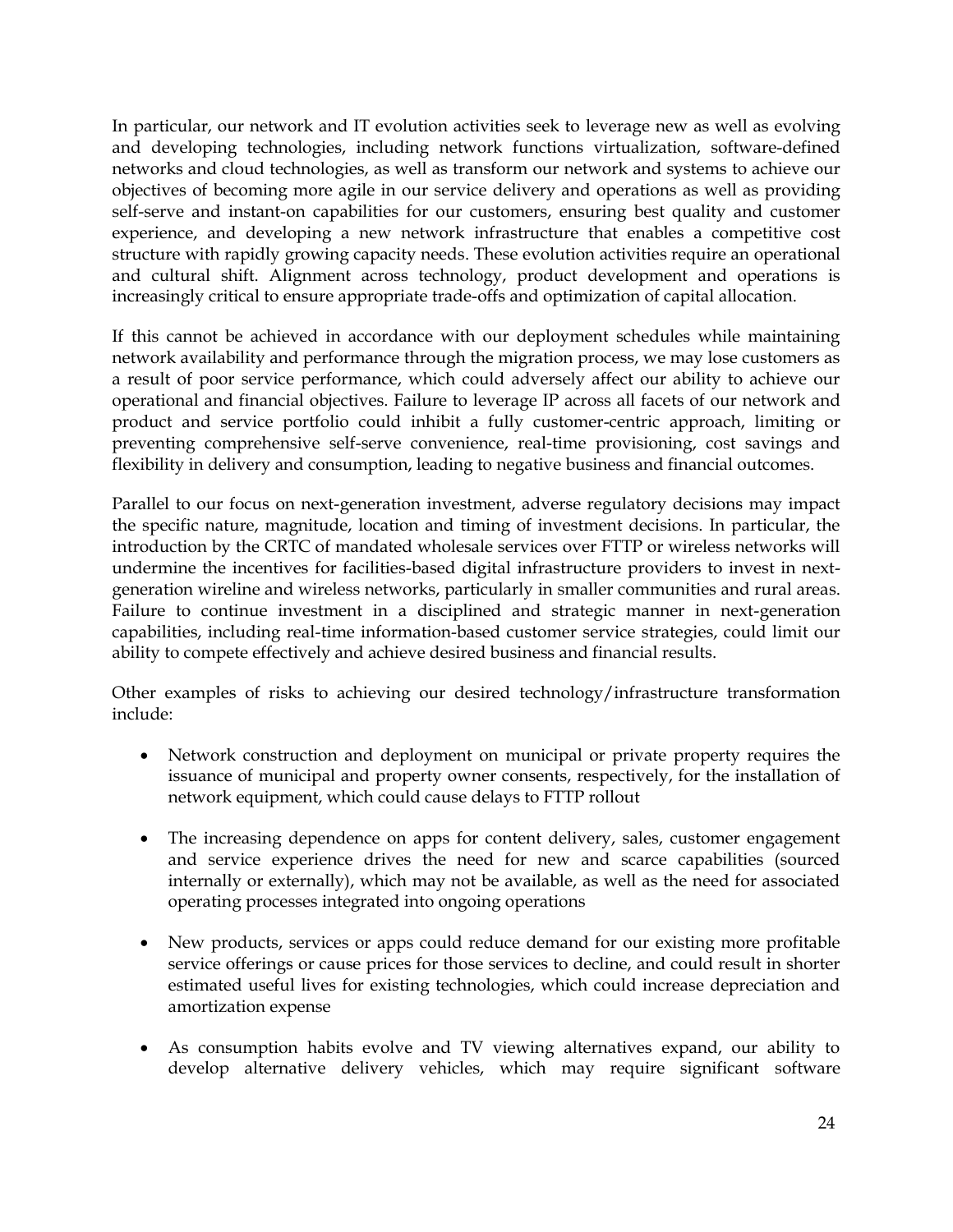In particular, our network and IT evolution activities seek to leverage new as well as evolving and developing technologies, including network functions virtualization, software-defined networks and cloud technologies, as well as transform our network and systems to achieve our objectives of becoming more agile in our service delivery and operations as well as providing self-serve and instant-on capabilities for our customers, ensuring best quality and customer experience, and developing a new network infrastructure that enables a competitive cost structure with rapidly growing capacity needs. These evolution activities require an operational and cultural shift. Alignment across technology, product development and operations is increasingly critical to ensure appropriate trade-offs and optimization of capital allocation.

If this cannot be achieved in accordance with our deployment schedules while maintaining network availability and performance through the migration process, we may lose customers as a result of poor service performance, which could adversely affect our ability to achieve our operational and financial objectives. Failure to leverage IP across all facets of our network and product and service portfolio could inhibit a fully customer-centric approach, limiting or preventing comprehensive self-serve convenience, real-time provisioning, cost savings and flexibility in delivery and consumption, leading to negative business and financial outcomes.

Parallel to our focus on next-generation investment, adverse regulatory decisions may impact the specific nature, magnitude, location and timing of investment decisions. In particular, the introduction by the CRTC of mandated wholesale services over FTTP or wireless networks will undermine the incentives for facilities-based digital infrastructure providers to invest in next-generation wireline and wireless networks, particularly in smaller communities and rural areas. Failure to continue investment in a disciplined and strategic manner in next-generation capabilities, including real-time information-based customer service strategies, could limit our ability to compete effectively and achieve desired business and financial results.

Other examples of risks to achieving our desired technology/infrastructure transformation include:

- Network construction and deployment on municipal or private property requires the issuance of municipal and property owner consents, respectively, for the installation of network equipment, which could cause delays to FTTP rollout
- The increasing dependence on apps for content delivery, sales, customer engagement and service experience drives the need for new and scarce capabilities (sourced internally or externally), which may not be available, as well as the need for associated operating processes integrated into ongoing operations
- New products, services or apps could reduce demand for our existing more profitable service offerings or cause prices for those services to decline, and could result in shorter estimated useful lives for existing technologies, which could increase depreciation and amortization expense
- As consumption habits evolve and TV viewing alternatives expand, our ability to develop alternative delivery vehicles, which may require significant software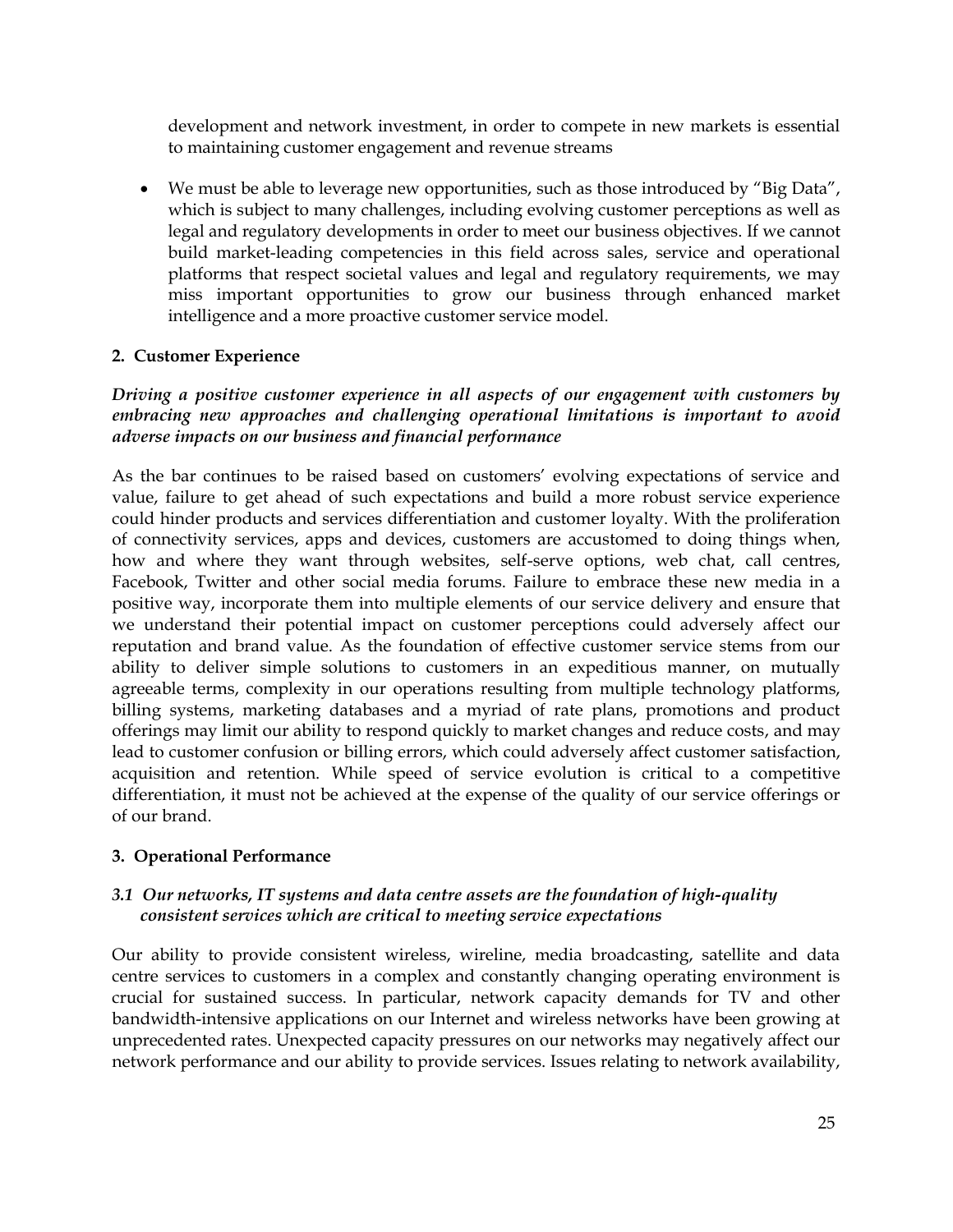development and network investment, in order to compete in new markets is essential to maintaining customer engagement and revenue streams

- We must be able to leverage new opportunities, such as those introduced by "Big Data", which is subject to many challenges, including evolving customer perceptions as well as legal and regulatory developments in order to meet our business objectives. If we cannot build market-leading competencies in this field across sales, service and operational platforms that respect societal values and legal and regulatory requirements, we may miss important opportunities to grow our business through enhanced market intelligence and a more proactive customer service model.

**2. Customer Experience**

***Driving a positive customer experience in all aspects of our engagement with customers by embracing new approaches and challenging operational limitations is important to avoid adverse impacts on our business and financial performance***

As the bar continues to be raised based on customers' evolving expectations of service and value, failure to get ahead of such expectations and build a more robust service experience could hinder products and services differentiation and customer loyalty. With the proliferation of connectivity services, apps and devices, customers are accustomed to doing things when, how and where they want through websites, self-serve options, web chat, call centres, Facebook, Twitter and other social media forums. Failure to embrace these new media in a positive way, incorporate them into multiple elements of our service delivery and ensure that we understand their potential impact on customer perceptions could adversely affect our reputation and brand value. As the foundation of effective customer service stems from our ability to deliver simple solutions to customers in an expeditious manner, on mutually agreeable terms, complexity in our operations resulting from multiple technology platforms, billing systems, marketing databases and a myriad of rate plans, promotions and product offerings may limit our ability to respond quickly to market changes and reduce costs, and may lead to customer confusion or billing errors, which could adversely affect customer satisfaction, acquisition and retention. While speed of service evolution is critical to a competitive differentiation, it must not be achieved at the expense of the quality of our service offerings or of our brand.

**3. Operational Performance**

***3.1 Our networks, IT systems and data centre assets are the foundation of high-quality consistent services which are critical to meeting service expectations***

Our ability to provide consistent wireless, wireline, media broadcasting, satellite and data centre services to customers in a complex and constantly changing operating environment is crucial for sustained success. In particular, network capacity demands for TV and other bandwidth-intensive applications on our Internet and wireless networks have been growing at unprecedented rates. Unexpected capacity pressures on our networks may negatively affect our network performance and our ability to provide services. Issues relating to network availability,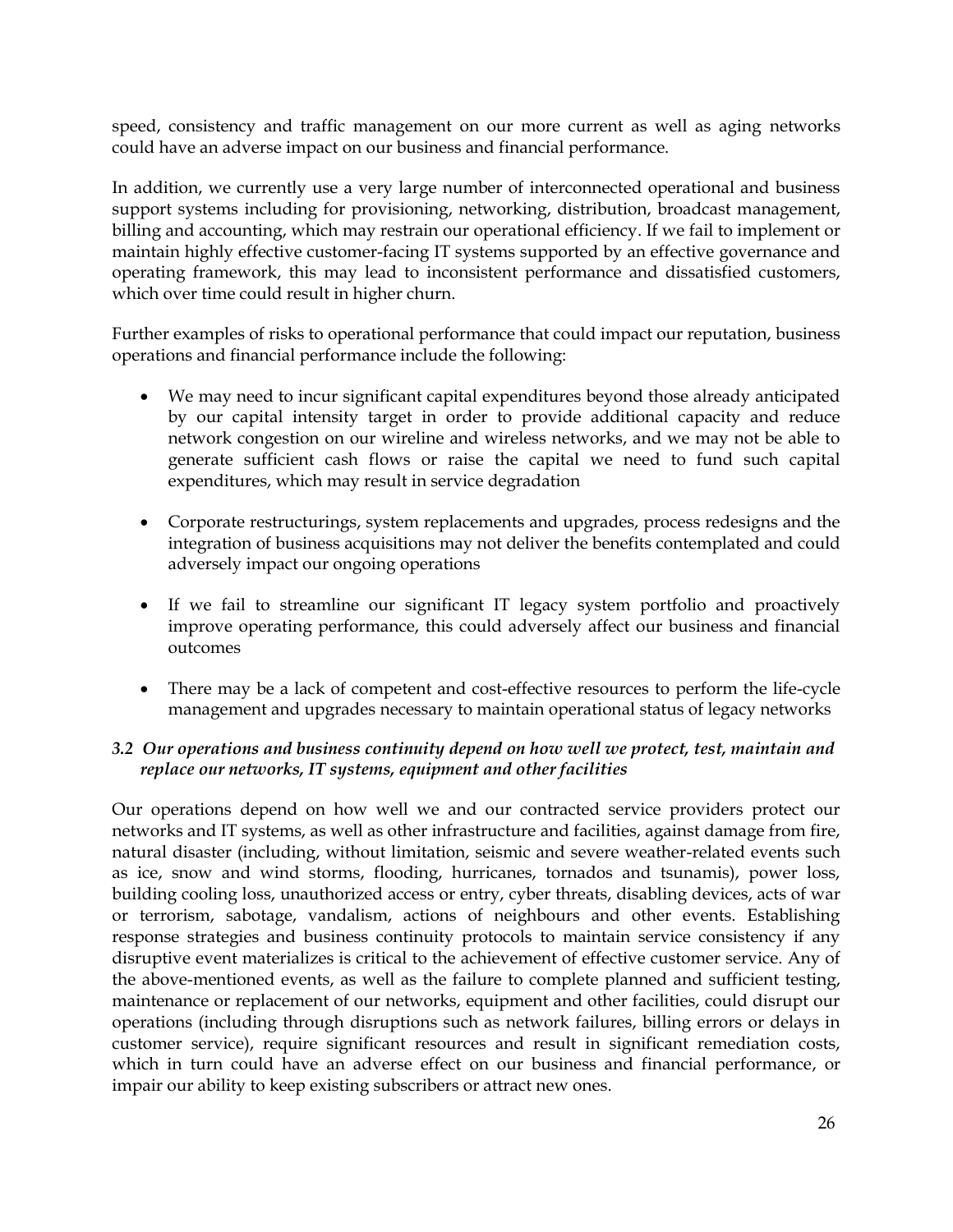speed, consistency and traffic management on our more current as well as aging networks could have an adverse impact on our business and financial performance.

In addition, we currently use a very large number of interconnected operational and business support systems including for provisioning, networking, distribution, broadcast management, billing and accounting, which may restrain our operational efficiency. If we fail to implement or maintain highly effective customer-facing IT systems supported by an effective governance and operating framework, this may lead to inconsistent performance and dissatisfied customers, which over time could result in higher churn.

Further examples of risks to operational performance that could impact our reputation, business operations and financial performance include the following:

- We may need to incur significant capital expenditures beyond those already anticipated by our capital intensity target in order to provide additional capacity and reduce network congestion on our wireline and wireless networks, and we may not be able to generate sufficient cash flows or raise the capital we need to fund such capital expenditures, which may result in service degradation

- Corporate restructurings, system replacements and upgrades, process redesigns and the integration of business acquisitions may not deliver the benefits contemplated and could adversely impact our ongoing operations

- If we fail to streamline our significant IT legacy system portfolio and proactively improve operating performance, this could adversely affect our business and financial outcomes

- There may be a lack of competent and cost-effective resources to perform the life-cycle management and upgrades necessary to maintain operational status of legacy networks

### *3.2 Our operations and business continuity depend on how well we protect, test, maintain and replace our networks, IT systems, equipment and other facilities*

Our operations depend on how well we and our contracted service providers protect our networks and IT systems, as well as other infrastructure and facilities, against damage from fire, natural disaster (including, without limitation, seismic and severe weather-related events such as ice, snow and wind storms, flooding, hurricanes, tornados and tsunamis), power loss, building cooling loss, unauthorized access or entry, cyber threats, disabling devices, acts of war or terrorism, sabotage, vandalism, actions of neighbours and other events. Establishing response strategies and business continuity protocols to maintain service consistency if any disruptive event materializes is critical to the achievement of effective customer service. Any of the above-mentioned events, as well as the failure to complete planned and sufficient testing, maintenance or replacement of our networks, equipment and other facilities, could disrupt our operations (including through disruptions such as network failures, billing errors or delays in customer service), require significant resources and result in significant remediation costs, which in turn could have an adverse effect on our business and financial performance, or impair our ability to keep existing subscribers or attract new ones.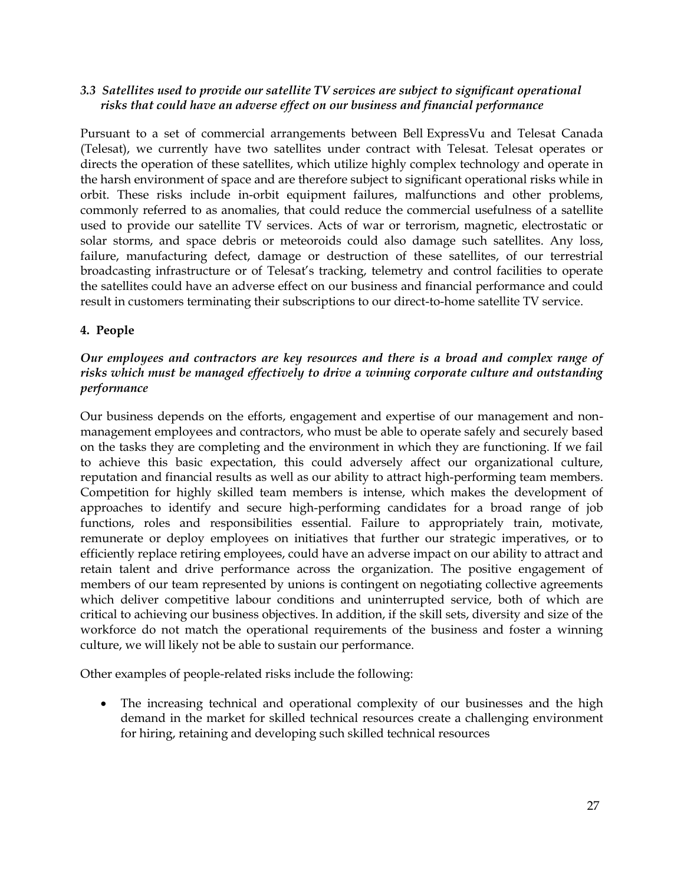### *3.3 Satellites used to provide our satellite TV services are subject to significant operational risks that could have an adverse effect on our business and financial performance*

Pursuant to a set of commercial arrangements between Bell ExpressVu and Telesat Canada (Telesat), we currently have two satellites under contract with Telesat. Telesat operates or directs the operation of these satellites, which utilize highly complex technology and operate in the harsh environment of space and are therefore subject to significant operational risks while in orbit. These risks include in-orbit equipment failures, malfunctions and other problems, commonly referred to as anomalies, that could reduce the commercial usefulness of a satellite used to provide our satellite TV services. Acts of war or terrorism, magnetic, electrostatic or solar storms, and space debris or meteoroids could also damage such satellites. Any loss, failure, manufacturing defect, damage or destruction of these satellites, of our terrestrial broadcasting infrastructure or of Telesat's tracking, telemetry and control facilities to operate the satellites could have an adverse effect on our business and financial performance and could result in customers terminating their subscriptions to our direct-to-home satellite TV service.

## 4. People

### *Our employees and contractors are key resources and there is a broad and complex range of risks which must be managed effectively to drive a winning corporate culture and outstanding performance*

Our business depends on the efforts, engagement and expertise of our management and non-management employees and contractors, who must be able to operate safely and securely based on the tasks they are completing and the environment in which they are functioning. If we fail to achieve this basic expectation, this could adversely affect our organizational culture, reputation and financial results as well as our ability to attract high-performing team members. Competition for highly skilled team members is intense, which makes the development of approaches to identify and secure high-performing candidates for a broad range of job functions, roles and responsibilities essential. Failure to appropriately train, motivate, remunerate or deploy employees on initiatives that further our strategic imperatives, or to efficiently replace retiring employees, could have an adverse impact on our ability to attract and retain talent and drive performance across the organization. The positive engagement of members of our team represented by unions is contingent on negotiating collective agreements which deliver competitive labour conditions and uninterrupted service, both of which are critical to achieving our business objectives. In addition, if the skill sets, diversity and size of the workforce do not match the operational requirements of the business and foster a winning culture, we will likely not be able to sustain our performance.

Other examples of people-related risks include the following:

- The increasing technical and operational complexity of our businesses and the high demand in the market for skilled technical resources create a challenging environment for hiring, retaining and developing such skilled technical resources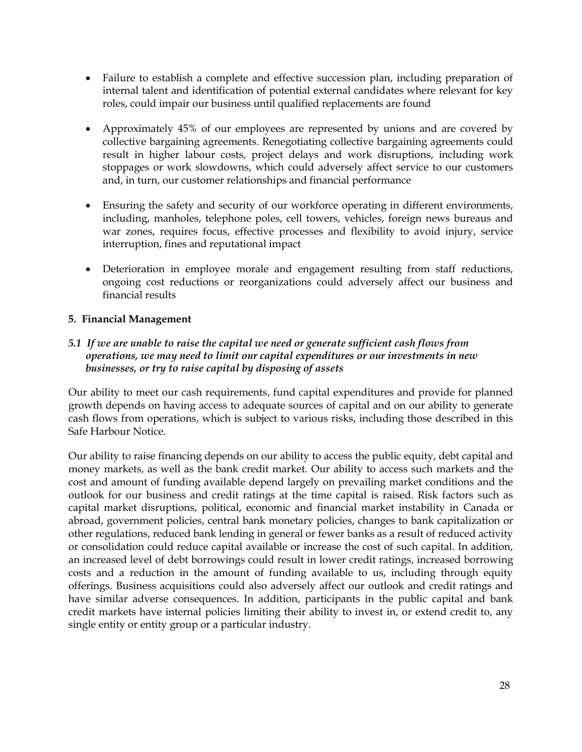- Failure to establish a complete and effective succession plan, including preparation of internal talent and identification of potential external candidates where relevant for key roles, could impair our business until qualified replacements are found

- Approximately 45% of our employees are represented by unions and are covered by collective bargaining agreements. Renegotiating collective bargaining agreements could result in higher labour costs, project delays and work disruptions, including work stoppages or work slowdowns, which could adversely affect service to our customers and, in turn, our customer relationships and financial performance

- Ensuring the safety and security of our workforce operating in different environments, including, manholes, telephone poles, cell towers, vehicles, foreign news bureaus and war zones, requires focus, effective processes and flexibility to avoid injury, service interruption, fines and reputational impact

- Deterioration in employee morale and engagement resulting from staff reductions, ongoing cost reductions or reorganizations could adversely affect our business and financial results

**5. Financial Management**

***5.1 If we are unable to raise the capital we need or generate sufficient cash flows from operations, we may need to limit our capital expenditures or our investments in new businesses, or try to raise capital by disposing of assets***

Our ability to meet our cash requirements, fund capital expenditures and provide for planned growth depends on having access to adequate sources of capital and on our ability to generate cash flows from operations, which is subject to various risks, including those described in this Safe Harbour Notice.

Our ability to raise financing depends on our ability to access the public equity, debt capital and money markets, as well as the bank credit market. Our ability to access such markets and the cost and amount of funding available depend largely on prevailing market conditions and the outlook for our business and credit ratings at the time capital is raised. Risk factors such as capital market disruptions, political, economic and financial market instability in Canada or abroad, government policies, central bank monetary policies, changes to bank capitalization or other regulations, reduced bank lending in general or fewer banks as a result of reduced activity or consolidation could reduce capital available or increase the cost of such capital. In addition, an increased level of debt borrowings could result in lower credit ratings, increased borrowing costs and a reduction in the amount of funding available to us, including through equity offerings. Business acquisitions could also adversely affect our outlook and credit ratings and have similar adverse consequences. In addition, participants in the public capital and bank credit markets have internal policies limiting their ability to invest in, or extend credit to, any single entity or entity group or a particular industry.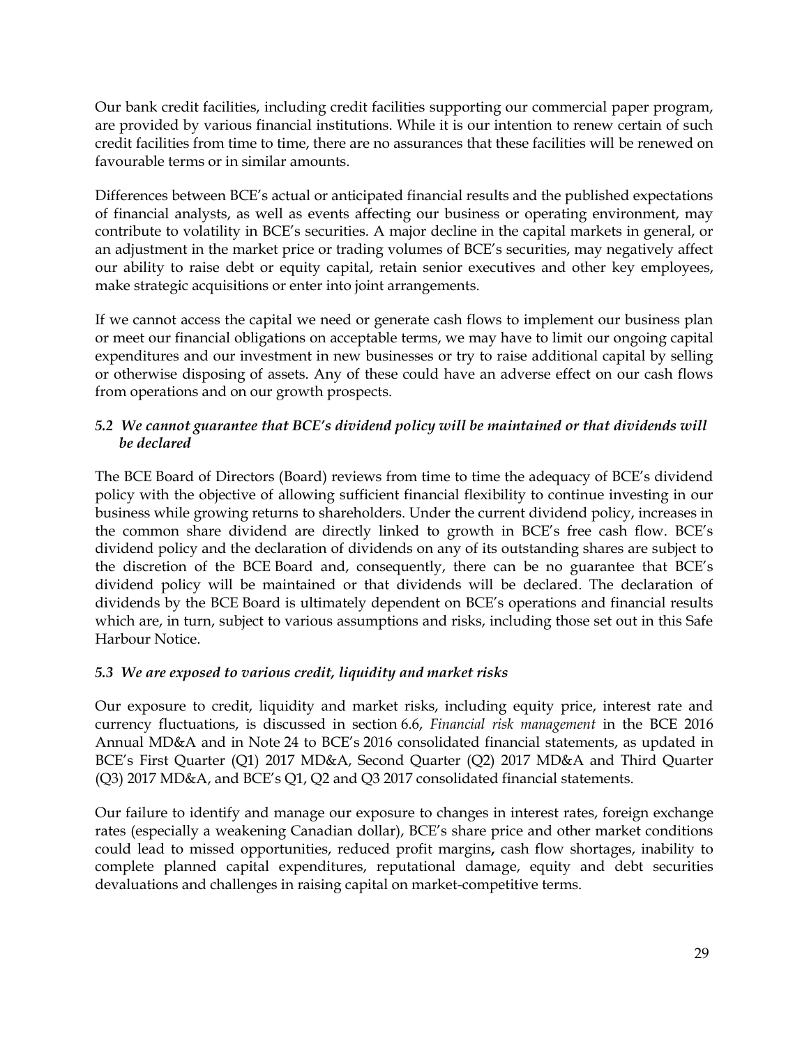Our bank credit facilities, including credit facilities supporting our commercial paper program, are provided by various financial institutions. While it is our intention to renew certain of such credit facilities from time to time, there are no assurances that these facilities will be renewed on favourable terms or in similar amounts.

Differences between BCE's actual or anticipated financial results and the published expectations of financial analysts, as well as events affecting our business or operating environment, may contribute to volatility in BCE's securities. A major decline in the capital markets in general, or an adjustment in the market price or trading volumes of BCE's securities, may negatively affect our ability to raise debt or equity capital, retain senior executives and other key employees, make strategic acquisitions or enter into joint arrangements.

If we cannot access the capital we need or generate cash flows to implement our business plan or meet our financial obligations on acceptable terms, we may have to limit our ongoing capital expenditures and our investment in new businesses or try to raise additional capital by selling or otherwise disposing of assets. Any of these could have an adverse effect on our cash flows from operations and on our growth prospects.

### *5.2 We cannot guarantee that BCE's dividend policy will be maintained or that dividends will be declared*

The BCE Board of Directors (Board) reviews from time to time the adequacy of BCE's dividend policy with the objective of allowing sufficient financial flexibility to continue investing in our business while growing returns to shareholders. Under the current dividend policy, increases in the common share dividend are directly linked to growth in BCE's free cash flow. BCE's dividend policy and the declaration of dividends on any of its outstanding shares are subject to the discretion of the BCE Board and, consequently, there can be no guarantee that BCE's dividend policy will be maintained or that dividends will be declared. The declaration of dividends by the BCE Board is ultimately dependent on BCE's operations and financial results which are, in turn, subject to various assumptions and risks, including those set out in this Safe Harbour Notice.

### *5.3 We are exposed to various credit, liquidity and market risks*

Our exposure to credit, liquidity and market risks, including equity price, interest rate and currency fluctuations, is discussed in section 6.6, *Financial risk management* in the BCE 2016 Annual MD&A and in Note 24 to BCE's 2016 consolidated financial statements, as updated in BCE's First Quarter (Q1) 2017 MD&A, Second Quarter (Q2) 2017 MD&A and Third Quarter (Q3) 2017 MD&A, and BCE's Q1, Q2 and Q3 2017 consolidated financial statements.

Our failure to identify and manage our exposure to changes in interest rates, foreign exchange rates (especially a weakening Canadian dollar), BCE's share price and other market conditions could lead to missed opportunities, reduced profit margins**,** cash flow shortages, inability to complete planned capital expenditures, reputational damage, equity and debt securities devaluations and challenges in raising capital on market-competitive terms.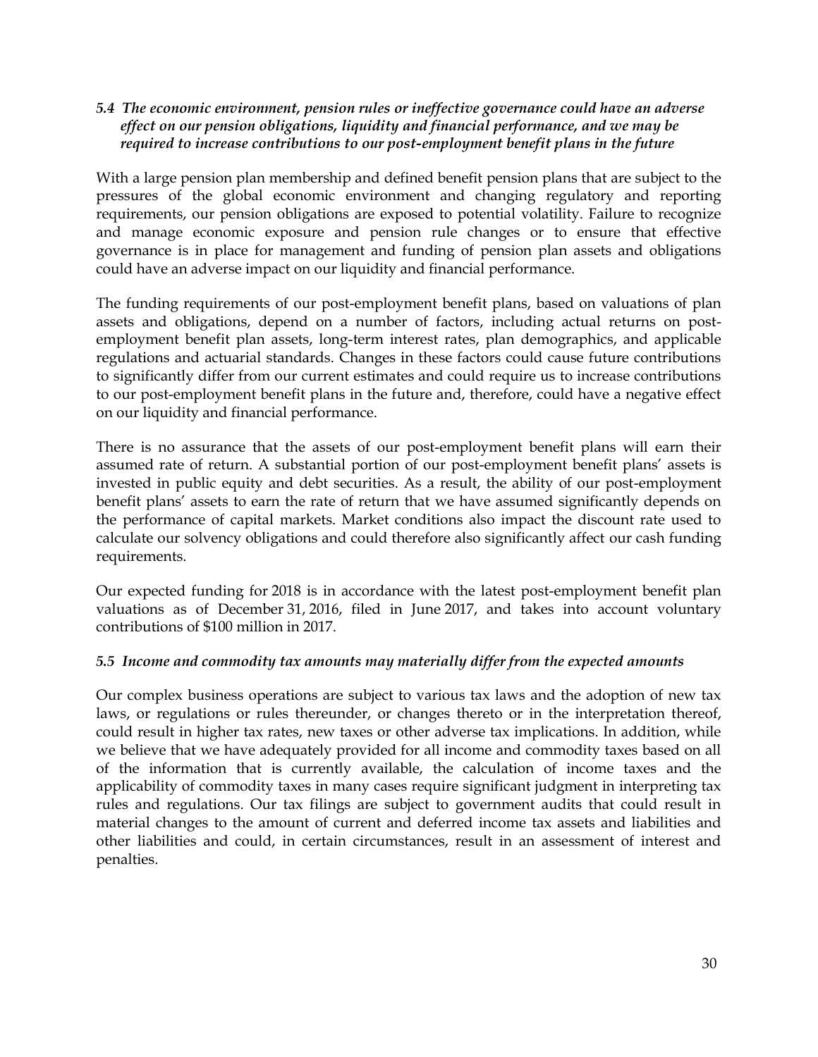### *5.4 The economic environment, pension rules or ineffective governance could have an adverse effect on our pension obligations, liquidity and financial performance, and we may be required to increase contributions to our post-employment benefit plans in the future*

With a large pension plan membership and defined benefit pension plans that are subject to the pressures of the global economic environment and changing regulatory and reporting requirements, our pension obligations are exposed to potential volatility. Failure to recognize and manage economic exposure and pension rule changes or to ensure that effective governance is in place for management and funding of pension plan assets and obligations could have an adverse impact on our liquidity and financial performance.

The funding requirements of our post-employment benefit plans, based on valuations of plan assets and obligations, depend on a number of factors, including actual returns on post-employment benefit plan assets, long-term interest rates, plan demographics, and applicable regulations and actuarial standards. Changes in these factors could cause future contributions to significantly differ from our current estimates and could require us to increase contributions to our post-employment benefit plans in the future and, therefore, could have a negative effect on our liquidity and financial performance.

There is no assurance that the assets of our post-employment benefit plans will earn their assumed rate of return. A substantial portion of our post-employment benefit plans' assets is invested in public equity and debt securities. As a result, the ability of our post-employment benefit plans' assets to earn the rate of return that we have assumed significantly depends on the performance of capital markets. Market conditions also impact the discount rate used to calculate our solvency obligations and could therefore also significantly affect our cash funding requirements.

Our expected funding for 2018 is in accordance with the latest post-employment benefit plan valuations as of December 31, 2016, filed in June 2017, and takes into account voluntary contributions of $100 million in 2017.

### *5.5 Income and commodity tax amounts may materially differ from the expected amounts*

Our complex business operations are subject to various tax laws and the adoption of new tax laws, or regulations or rules thereunder, or changes thereto or in the interpretation thereof, could result in higher tax rates, new taxes or other adverse tax implications. In addition, while we believe that we have adequately provided for all income and commodity taxes based on all of the information that is currently available, the calculation of income taxes and the applicability of commodity taxes in many cases require significant judgment in interpreting tax rules and regulations. Our tax filings are subject to government audits that could result in material changes to the amount of current and deferred income tax assets and liabilities and other liabilities and could, in certain circumstances, result in an assessment of interest and penalties.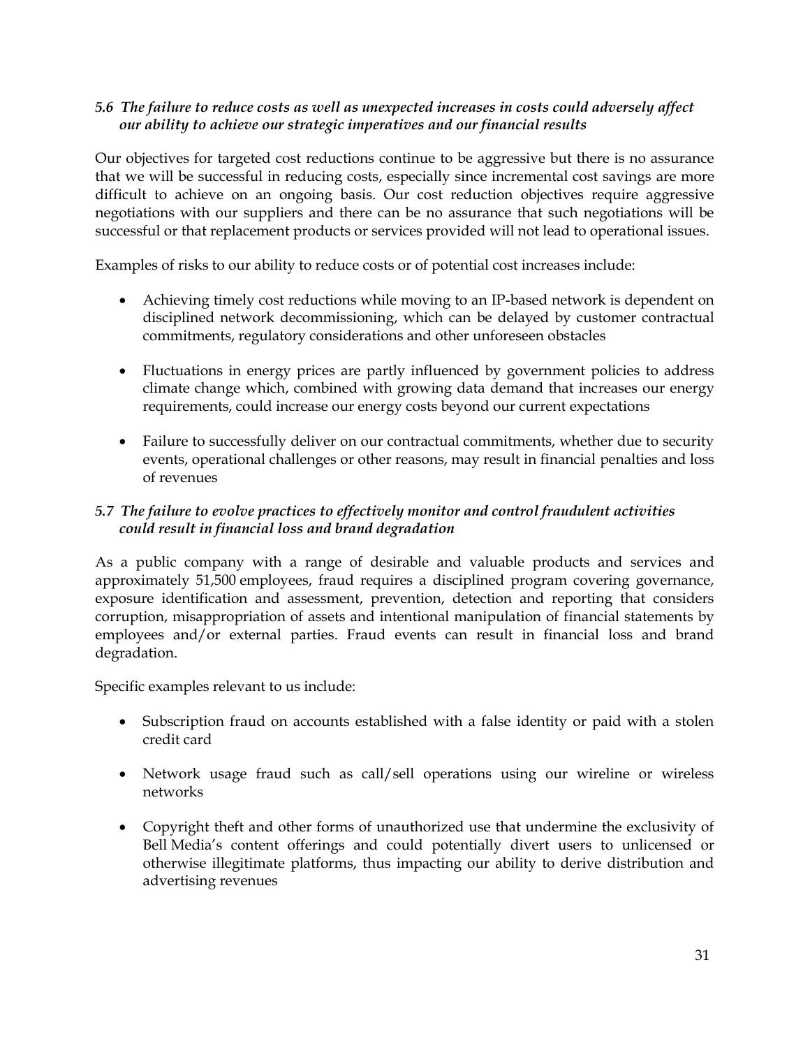### *5.6 The failure to reduce costs as well as unexpected increases in costs could adversely affect our ability to achieve our strategic imperatives and our financial results*

Our objectives for targeted cost reductions continue to be aggressive but there is no assurance that we will be successful in reducing costs, especially since incremental cost savings are more difficult to achieve on an ongoing basis. Our cost reduction objectives require aggressive negotiations with our suppliers and there can be no assurance that such negotiations will be successful or that replacement products or services provided will not lead to operational issues.

Examples of risks to our ability to reduce costs or of potential cost increases include:

- Achieving timely cost reductions while moving to an IP-based network is dependent on disciplined network decommissioning, which can be delayed by customer contractual commitments, regulatory considerations and other unforeseen obstacles

- Fluctuations in energy prices are partly influenced by government policies to address climate change which, combined with growing data demand that increases our energy requirements, could increase our energy costs beyond our current expectations

- Failure to successfully deliver on our contractual commitments, whether due to security events, operational challenges or other reasons, may result in financial penalties and loss of revenues

### *5.7 The failure to evolve practices to effectively monitor and control fraudulent activities could result in financial loss and brand degradation*

As a public company with a range of desirable and valuable products and services and approximately 51,500 employees, fraud requires a disciplined program covering governance, exposure identification and assessment, prevention, detection and reporting that considers corruption, misappropriation of assets and intentional manipulation of financial statements by employees and/or external parties. Fraud events can result in financial loss and brand degradation.

Specific examples relevant to us include:

- Subscription fraud on accounts established with a false identity or paid with a stolen credit card

- Network usage fraud such as call/sell operations using our wireline or wireless networks

- Copyright theft and other forms of unauthorized use that undermine the exclusivity of Bell Media's content offerings and could potentially divert users to unlicensed or otherwise illegitimate platforms, thus impacting our ability to derive distribution and advertising revenues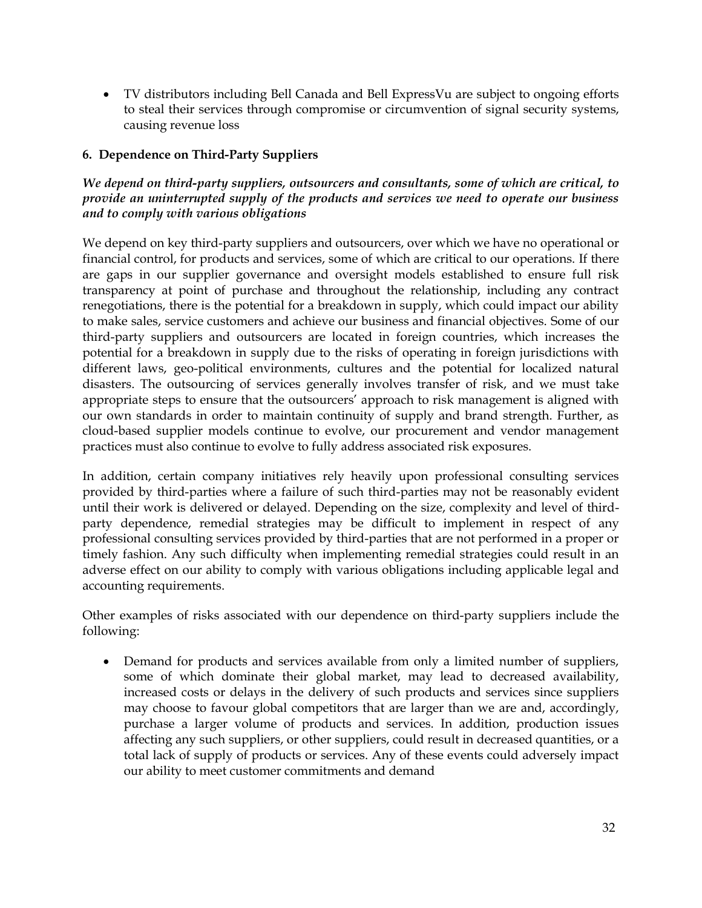- TV distributors including Bell Canada and Bell ExpressVu are subject to ongoing efforts to steal their services through compromise or circumvention of signal security systems, causing revenue loss

### 6. Dependence on Third-Party Suppliers

***We depend on third-party suppliers, outsourcers and consultants, some of which are critical, to provide an uninterrupted supply of the products and services we need to operate our business and to comply with various obligations***

We depend on key third-party suppliers and outsourcers, over which we have no operational or financial control, for products and services, some of which are critical to our operations. If there are gaps in our supplier governance and oversight models established to ensure full risk transparency at point of purchase and throughout the relationship, including any contract renegotiations, there is the potential for a breakdown in supply, which could impact our ability to make sales, service customers and achieve our business and financial objectives. Some of our third-party suppliers and outsourcers are located in foreign countries, which increases the potential for a breakdown in supply due to the risks of operating in foreign jurisdictions with different laws, geo-political environments, cultures and the potential for localized natural disasters. The outsourcing of services generally involves transfer of risk, and we must take appropriate steps to ensure that the outsourcers' approach to risk management is aligned with our own standards in order to maintain continuity of supply and brand strength. Further, as cloud-based supplier models continue to evolve, our procurement and vendor management practices must also continue to evolve to fully address associated risk exposures.

In addition, certain company initiatives rely heavily upon professional consulting services provided by third-parties where a failure of such third-parties may not be reasonably evident until their work is delivered or delayed. Depending on the size, complexity and level of third-party dependence, remedial strategies may be difficult to implement in respect of any professional consulting services provided by third-parties that are not performed in a proper or timely fashion. Any such difficulty when implementing remedial strategies could result in an adverse effect on our ability to comply with various obligations including applicable legal and accounting requirements.

Other examples of risks associated with our dependence on third-party suppliers include the following:

- Demand for products and services available from only a limited number of suppliers, some of which dominate their global market, may lead to decreased availability, increased costs or delays in the delivery of such products and services since suppliers may choose to favour global competitors that are larger than we are and, accordingly, purchase a larger volume of products and services. In addition, production issues affecting any such suppliers, or other suppliers, could result in decreased quantities, or a total lack of supply of products or services. Any of these events could adversely impact our ability to meet customer commitments and demand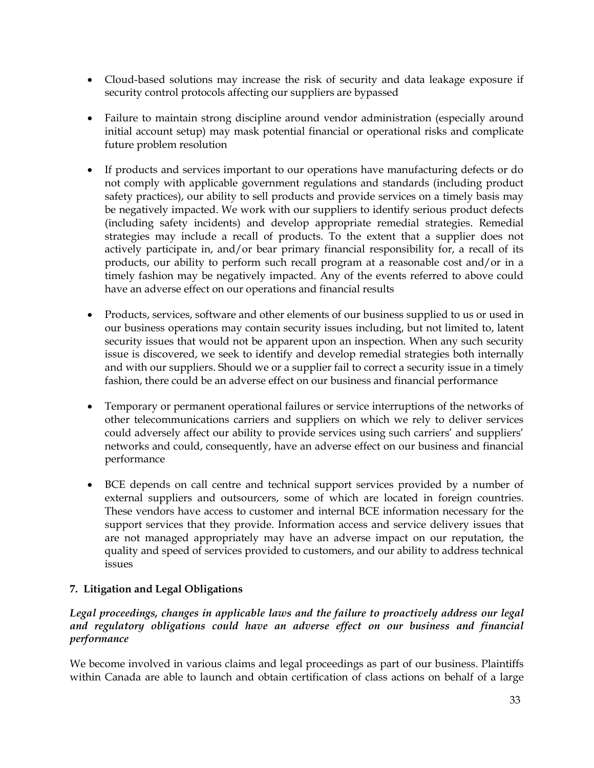- Cloud-based solutions may increase the risk of security and data leakage exposure if security control protocols affecting our suppliers are bypassed

- Failure to maintain strong discipline around vendor administration (especially around initial account setup) may mask potential financial or operational risks and complicate future problem resolution

- If products and services important to our operations have manufacturing defects or do not comply with applicable government regulations and standards (including product safety practices), our ability to sell products and provide services on a timely basis may be negatively impacted. We work with our suppliers to identify serious product defects (including safety incidents) and develop appropriate remedial strategies. Remedial strategies may include a recall of products. To the extent that a supplier does not actively participate in, and/or bear primary financial responsibility for, a recall of its products, our ability to perform such recall program at a reasonable cost and/or in a timely fashion may be negatively impacted. Any of the events referred to above could have an adverse effect on our operations and financial results

- Products, services, software and other elements of our business supplied to us or used in our business operations may contain security issues including, but not limited to, latent security issues that would not be apparent upon an inspection. When any such security issue is discovered, we seek to identify and develop remedial strategies both internally and with our suppliers. Should we or a supplier fail to correct a security issue in a timely fashion, there could be an adverse effect on our business and financial performance

- Temporary or permanent operational failures or service interruptions of the networks of other telecommunications carriers and suppliers on which we rely to deliver services could adversely affect our ability to provide services using such carriers' and suppliers' networks and could, consequently, have an adverse effect on our business and financial performance

- BCE depends on call centre and technical support services provided by a number of external suppliers and outsourcers, some of which are located in foreign countries. These vendors have access to customer and internal BCE information necessary for the support services that they provide. Information access and service delivery issues that are not managed appropriately may have an adverse impact on our reputation, the quality and speed of services provided to customers, and our ability to address technical issues

### 7. Litigation and Legal Obligations

***Legal proceedings, changes in applicable laws and the failure to proactively address our legal and regulatory obligations could have an adverse effect on our business and financial performance***

We become involved in various claims and legal proceedings as part of our business. Plaintiffs within Canada are able to launch and obtain certification of class actions on behalf of a large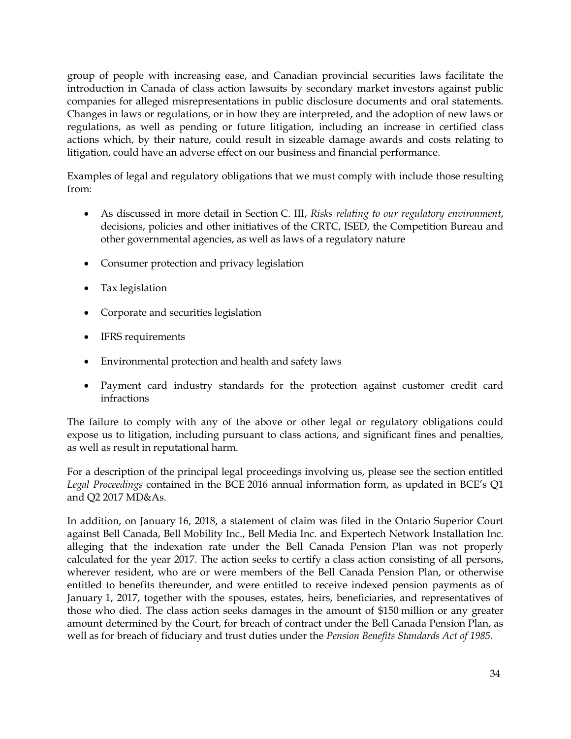group of people with increasing ease, and Canadian provincial securities laws facilitate the introduction in Canada of class action lawsuits by secondary market investors against public companies for alleged misrepresentations in public disclosure documents and oral statements. Changes in laws or regulations, or in how they are interpreted, and the adoption of new laws or regulations, as well as pending or future litigation, including an increase in certified class actions which, by their nature, could result in sizeable damage awards and costs relating to litigation, could have an adverse effect on our business and financial performance.

Examples of legal and regulatory obligations that we must comply with include those resulting from:

- As discussed in more detail in Section C. III, *Risks relating to our regulatory environment*, decisions, policies and other initiatives of the CRTC, ISED, the Competition Bureau and other governmental agencies, as well as laws of a regulatory nature
- Consumer protection and privacy legislation
- Tax legislation
- Corporate and securities legislation
- IFRS requirements
- Environmental protection and health and safety laws
- Payment card industry standards for the protection against customer credit card infractions

The failure to comply with any of the above or other legal or regulatory obligations could expose us to litigation, including pursuant to class actions, and significant fines and penalties, as well as result in reputational harm.

For a description of the principal legal proceedings involving us, please see the section entitled *Legal Proceedings* contained in the BCE 2016 annual information form, as updated in BCE's Q1 and Q2 2017 MD&As.

In addition, on January 16, 2018, a statement of claim was filed in the Ontario Superior Court against Bell Canada, Bell Mobility Inc., Bell Media Inc. and Expertech Network Installation Inc. alleging that the indexation rate under the Bell Canada Pension Plan was not properly calculated for the year 2017. The action seeks to certify a class action consisting of all persons, wherever resident, who are or were members of the Bell Canada Pension Plan, or otherwise entitled to benefits thereunder, and were entitled to receive indexed pension payments as of January 1, 2017, together with the spouses, estates, heirs, beneficiaries, and representatives of those who died. The class action seeks damages in the amount of $150 million or any greater amount determined by the Court, for breach of contract under the Bell Canada Pension Plan, as well as for breach of fiduciary and trust duties under the *Pension Benefits Standards Act of 1985*.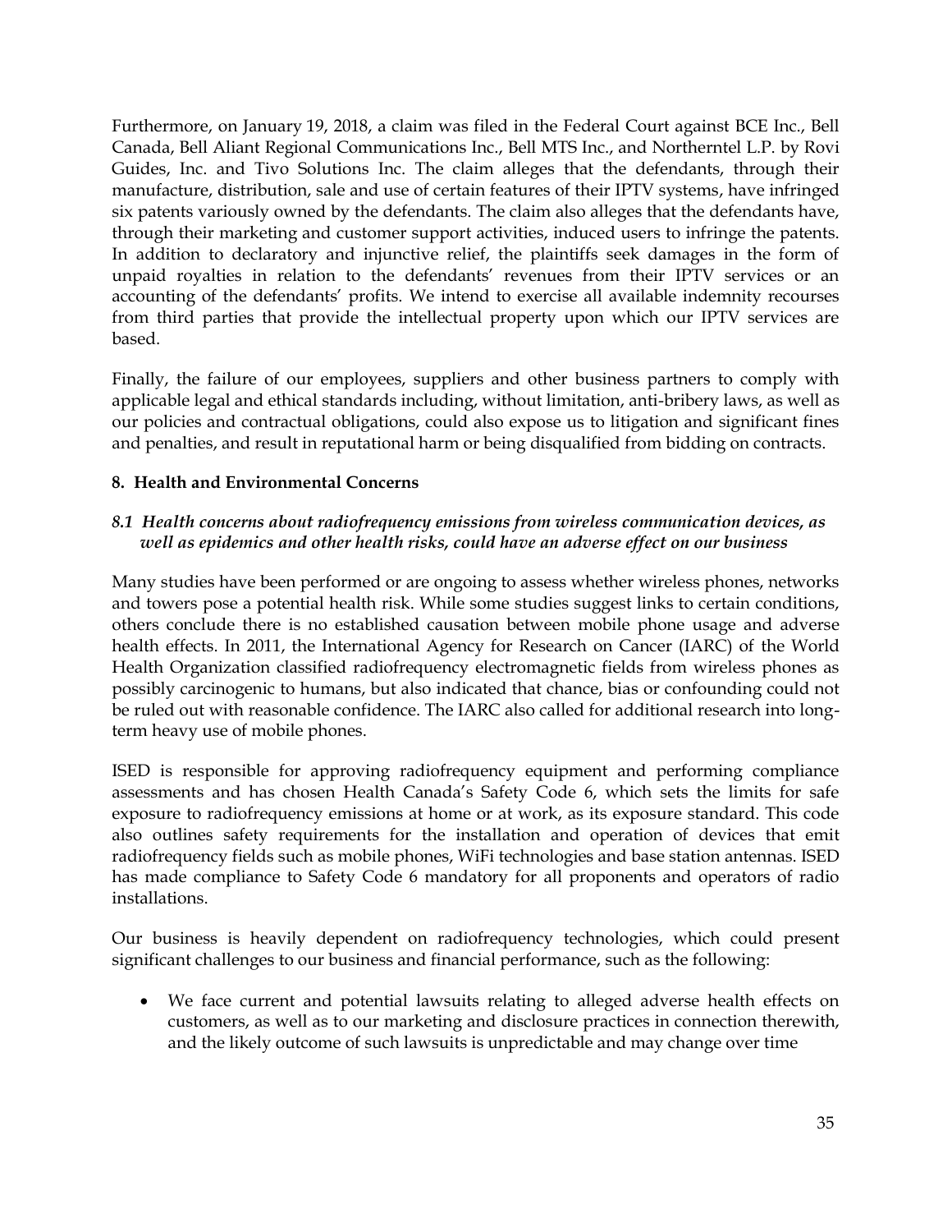Furthermore, on January 19, 2018, a claim was filed in the Federal Court against BCE Inc., Bell Canada, Bell Aliant Regional Communications Inc., Bell MTS Inc., and Northerntel L.P. by Rovi Guides, Inc. and Tivo Solutions Inc. The claim alleges that the defendants, through their manufacture, distribution, sale and use of certain features of their IPTV systems, have infringed six patents variously owned by the defendants. The claim also alleges that the defendants have, through their marketing and customer support activities, induced users to infringe the patents. In addition to declaratory and injunctive relief, the plaintiffs seek damages in the form of unpaid royalties in relation to the defendants' revenues from their IPTV services or an accounting of the defendants' profits. We intend to exercise all available indemnity recourses from third parties that provide the intellectual property upon which our IPTV services are based.

Finally, the failure of our employees, suppliers and other business partners to comply with applicable legal and ethical standards including, without limitation, anti-bribery laws, as well as our policies and contractual obligations, could also expose us to litigation and significant fines and penalties, and result in reputational harm or being disqualified from bidding on contracts.

## 8. Health and Environmental Concerns

### *8.1 Health concerns about radiofrequency emissions from wireless communication devices, as well as epidemics and other health risks, could have an adverse effect on our business*

Many studies have been performed or are ongoing to assess whether wireless phones, networks and towers pose a potential health risk. While some studies suggest links to certain conditions, others conclude there is no established causation between mobile phone usage and adverse health effects. In 2011, the International Agency for Research on Cancer (IARC) of the World Health Organization classified radiofrequency electromagnetic fields from wireless phones as possibly carcinogenic to humans, but also indicated that chance, bias or confounding could not be ruled out with reasonable confidence. The IARC also called for additional research into long-term heavy use of mobile phones.

ISED is responsible for approving radiofrequency equipment and performing compliance assessments and has chosen Health Canada's Safety Code 6, which sets the limits for safe exposure to radiofrequency emissions at home or at work, as its exposure standard. This code also outlines safety requirements for the installation and operation of devices that emit radiofrequency fields such as mobile phones, WiFi technologies and base station antennas. ISED has made compliance to Safety Code 6 mandatory for all proponents and operators of radio installations.

Our business is heavily dependent on radiofrequency technologies, which could present significant challenges to our business and financial performance, such as the following:

- We face current and potential lawsuits relating to alleged adverse health effects on customers, as well as to our marketing and disclosure practices in connection therewith, and the likely outcome of such lawsuits is unpredictable and may change over time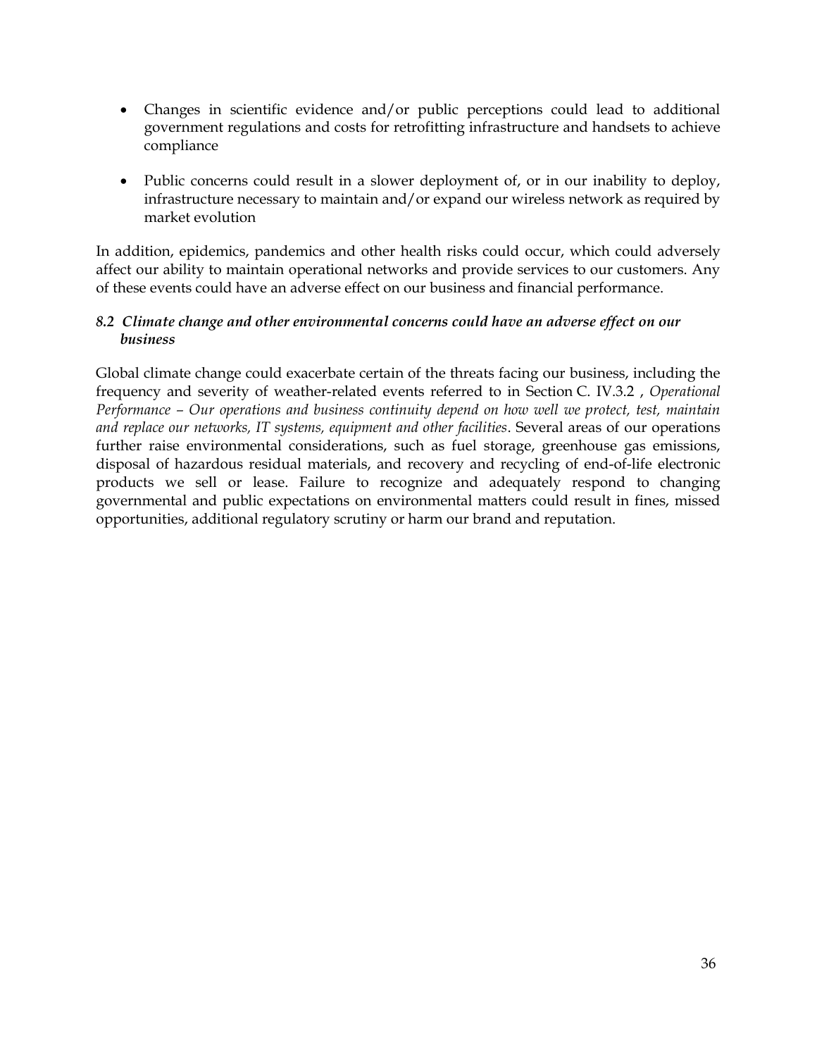- Changes in scientific evidence and/or public perceptions could lead to additional government regulations and costs for retrofitting infrastructure and handsets to achieve compliance

- Public concerns could result in a slower deployment of, or in our inability to deploy, infrastructure necessary to maintain and/or expand our wireless network as required by market evolution

In addition, epidemics, pandemics and other health risks could occur, which could adversely affect our ability to maintain operational networks and provide services to our customers. Any of these events could have an adverse effect on our business and financial performance.

### *8.2 Climate change and other environmental concerns could have an adverse effect on our business*

Global climate change could exacerbate certain of the threats facing our business, including the frequency and severity of weather-related events referred to in Section C. IV.3.2 , *Operational Performance – Our operations and business continuity depend on how well we protect, test, maintain and replace our networks, IT systems, equipment and other facilities*. Several areas of our operations further raise environmental considerations, such as fuel storage, greenhouse gas emissions, disposal of hazardous residual materials, and recovery and recycling of end-of-life electronic products we sell or lease. Failure to recognize and adequately respond to changing governmental and public expectations on environmental matters could result in fines, missed opportunities, additional regulatory scrutiny or harm our brand and reputation.